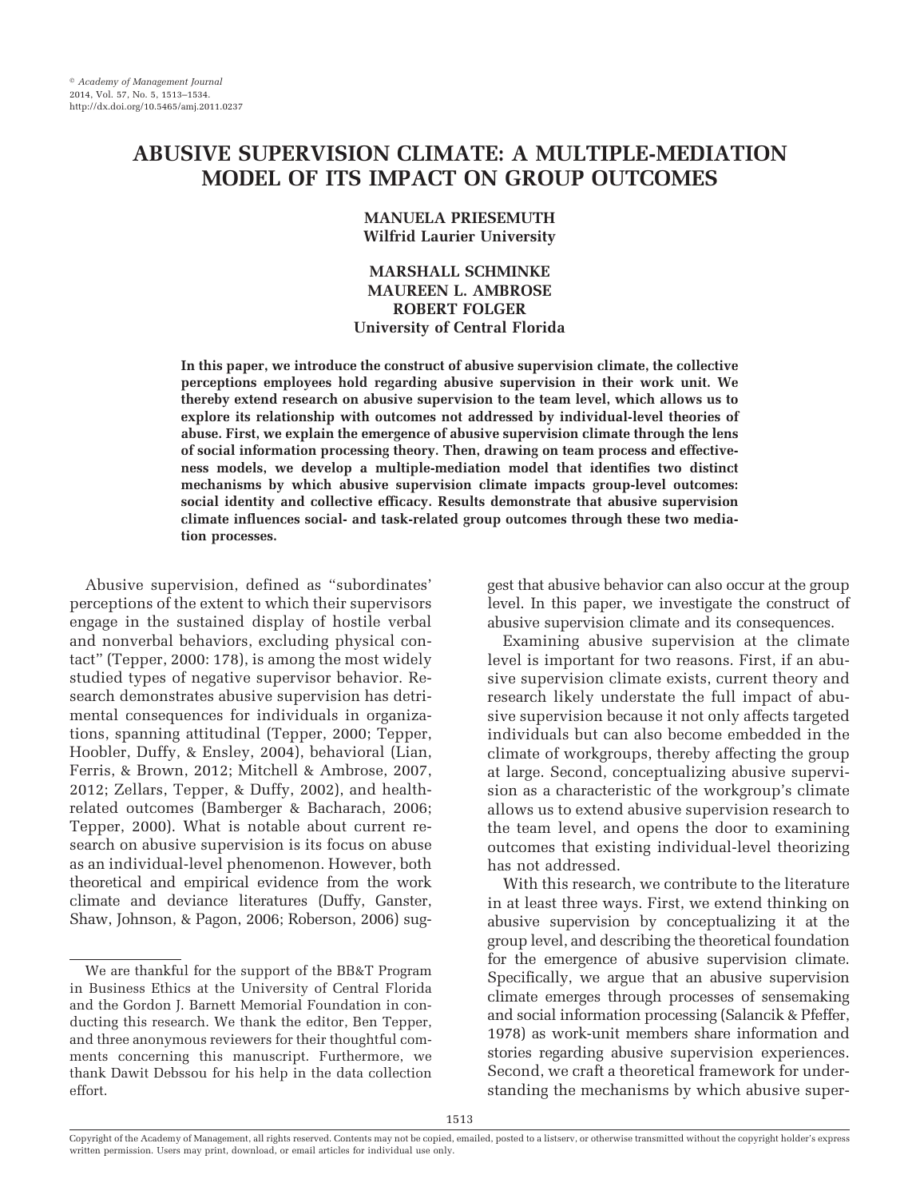# ABUSIVE SUPERVISION CLIMATE: A MULTIPLE-MEDIATION MODEL OF ITS IMPACT ON GROUP OUTCOMES

**MANUELA PRIESEMUTH**
**Wilfrid Laurier University**

**MARSHALL SCHMINKE**
**MAUREEN L. AMBROSE**
**ROBERT FOLGER**
**University of Central Florida**

**In this paper, we introduce the construct of abusive supervision climate, the collective perceptions employees hold regarding abusive supervision in their work unit. We thereby extend research on abusive supervision to the team level, which allows us to explore its relationship with outcomes not addressed by individual-level theories of abuse. First, we explain the emergence of abusive supervision climate through the lens of social information processing theory. Then, drawing on team process and effectiveness models, we develop a multiple-mediation model that identifies two distinct mechanisms by which abusive supervision climate impacts group-level outcomes: social identity and collective efficacy. Results demonstrate that abusive supervision climate influences social- and task-related group outcomes through these two mediation processes.**

Abusive supervision, defined as "subordinates' perceptions of the extent to which their supervisors engage in the sustained display of hostile verbal and nonverbal behaviors, excluding physical contact" (Tepper, 2000: 178), is among the most widely studied types of negative supervisor behavior. Research demonstrates abusive supervision has detrimental consequences for individuals in organizations, spanning attitudinal (Tepper, 2000; Tepper, Hoobler, Duffy, & Ensley, 2004), behavioral (Lian, Ferris, & Brown, 2012; Mitchell & Ambrose, 2007, 2012; Zellars, Tepper, & Duffy, 2002), and health-related outcomes (Bamberger & Bacharach, 2006; Tepper, 2000). What is notable about current research on abusive supervision is its focus on abuse as an individual-level phenomenon. However, both theoretical and empirical evidence from the work climate and deviance literatures (Duffy, Ganster, Shaw, Johnson, & Pagon, 2006; Roberson, 2006) suggest that abusive behavior can also occur at the group level. In this paper, we investigate the construct of abusive supervision climate and its consequences.

Examining abusive supervision at the climate level is important for two reasons. First, if an abusive supervision climate exists, current theory and research likely understate the full impact of abusive supervision because it not only affects targeted individuals but can also become embedded in the climate of workgroups, thereby affecting the group at large. Second, conceptualizing abusive supervision as a characteristic of the workgroup's climate allows us to extend abusive supervision research to the team level, and opens the door to examining outcomes that existing individual-level theorizing has not addressed.

With this research, we contribute to the literature in at least three ways. First, we extend thinking on abusive supervision by conceptualizing it at the group level, and describing the theoretical foundation for the emergence of abusive supervision climate. Specifically, we argue that an abusive supervision climate emerges through processes of sensemaking and social information processing (Salancik & Pfeffer, 1978) as work-unit members share information and stories regarding abusive supervision experiences. Second, we craft a theoretical framework for understanding the mechanisms by which abusive super-

We are thankful for the support of the BB&T Program in Business Ethics at the University of Central Florida and the Gordon J. Barnett Memorial Foundation in conducting this research. We thank the editor, Ben Tepper, and three anonymous reviewers for their thoughtful comments concerning this manuscript. Furthermore, we thank Dawit Debssou for his help in the data collection effort.

Copyright of the Academy of Management, all rights reserved. Contents may not be copied, emailed, posted to a listserv, or otherwise transmitted without the copyright holder's express written permission. Users may print, download, or email articles for individual use only.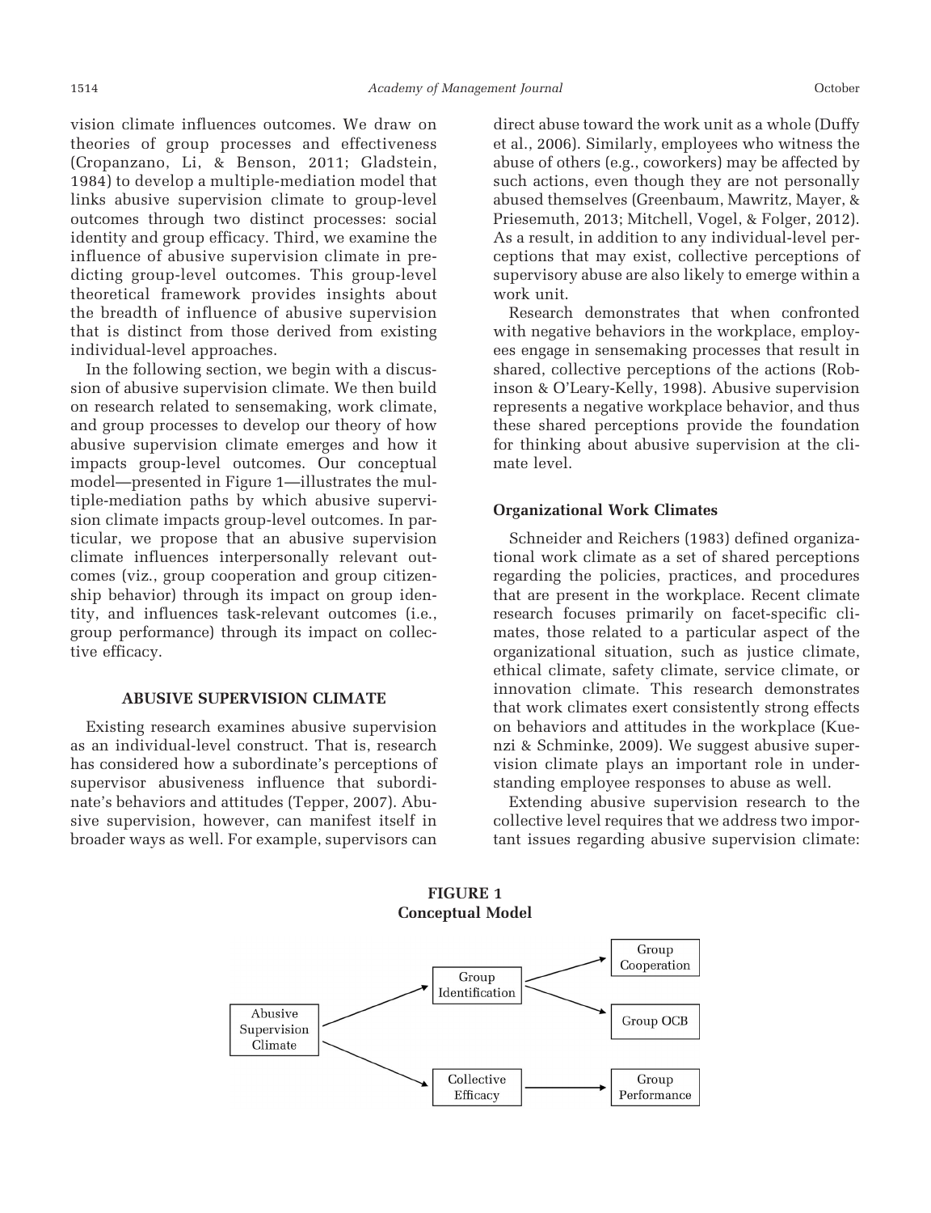vision climate influences outcomes. We draw on theories of group processes and effectiveness (Cropanzano, Li, & Benson, 2011; Gladstein, 1984) to develop a multiple-mediation model that links abusive supervision climate to group-level outcomes through two distinct processes: social identity and group efficacy. Third, we examine the influence of abusive supervision climate in predicting group-level outcomes. This group-level theoretical framework provides insights about the breadth of influence of abusive supervision that is distinct from those derived from existing individual-level approaches.

In the following section, we begin with a discussion of abusive supervision climate. We then build on research related to sensemaking, work climate, and group processes to develop our theory of how abusive supervision climate emerges and how it impacts group-level outcomes. Our conceptual model—presented in Figure 1—illustrates the multiple-mediation paths by which abusive supervision climate impacts group-level outcomes. In particular, we propose that an abusive supervision climate influences interpersonally relevant outcomes (viz., group cooperation and group citizenship behavior) through its impact on group identity, and influences task-relevant outcomes (i.e., group performance) through its impact on collective efficacy.

## ABUSIVE SUPERVISION CLIMATE

Existing research examines abusive supervision as an individual-level construct. That is, research has considered how a subordinate's perceptions of supervisor abusiveness influence that subordinate's behaviors and attitudes (Tepper, 2007). Abusive supervision, however, can manifest itself in broader ways as well. For example, supervisors can direct abuse toward the work unit as a whole (Duffy et al., 2006). Similarly, employees who witness the abuse of others (e.g., coworkers) may be affected by such actions, even though they are not personally abused themselves (Greenbaum, Mawritz, Mayer, & Priesemuth, 2013; Mitchell, Vogel, & Folger, 2012). As a result, in addition to any individual-level perceptions that may exist, collective perceptions of supervisory abuse are also likely to emerge within a work unit.

Research demonstrates that when confronted with negative behaviors in the workplace, employees engage in sensemaking processes that result in shared, collective perceptions of the actions (Robinson & O'Leary-Kelly, 1998). Abusive supervision represents a negative workplace behavior, and thus these shared perceptions provide the foundation for thinking about abusive supervision at the climate level.

### Organizational Work Climates

Schneider and Reichers (1983) defined organizational work climate as a set of shared perceptions regarding the policies, practices, and procedures that are present in the workplace. Recent climate research focuses primarily on facet-specific climates, those related to a particular aspect of the organizational situation, such as justice climate, ethical climate, safety climate, service climate, or innovation climate. This research demonstrates that work climates exert consistently strong effects on behaviors and attitudes in the workplace (Kuenzi & Schminke, 2009). We suggest abusive supervision climate plays an important role in understanding employee responses to abuse as well.

Extending abusive supervision research to the collective level requires that we address two important issues regarding abusive supervision climate:

**FIGURE 1**
**Conceptual Model**

```
                                  ┌─────────────────┐
                                  │ Group           │
                               ┌─▶│ Identification  │──┬──▶ Group Cooperation
┌──────────────────┐           │  └─────────────────┘  │
│ Abusive          │           │                       └──▶ Group OCB
│ Supervision      │───────────┤
│ Climate          │           │  ┌─────────────────┐
└──────────────────┘           └─▶│ Collective      │─────▶ Group Performance
                                  │ Efficacy        │
                                  └─────────────────┘
```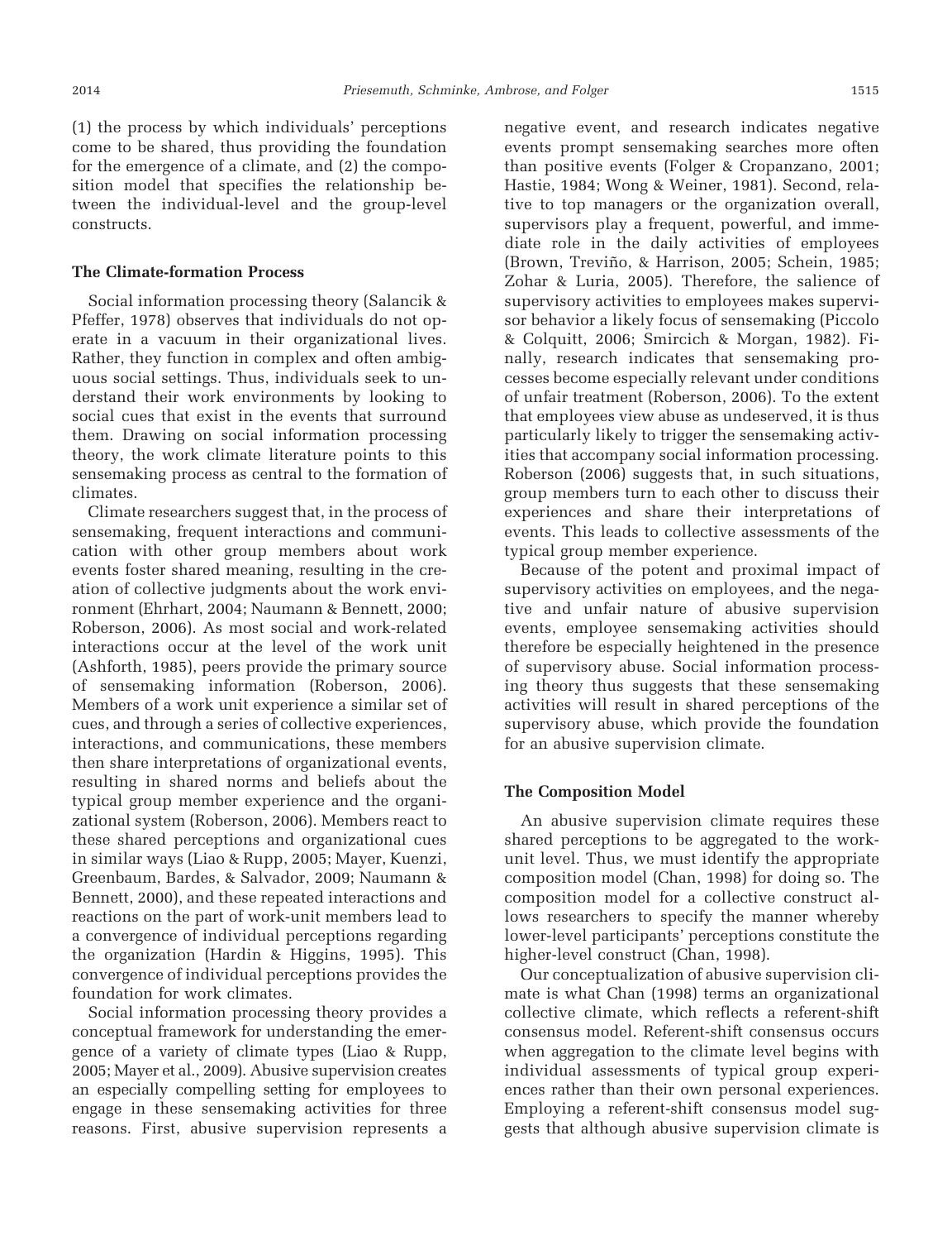(1) the process by which individuals' perceptions come to be shared, thus providing the foundation for the emergence of a climate, and (2) the composition model that specifies the relationship between the individual-level and the group-level constructs.

### The Climate-formation Process

Social information processing theory (Salancik & Pfeffer, 1978) observes that individuals do not operate in a vacuum in their organizational lives. Rather, they function in complex and often ambiguous social settings. Thus, individuals seek to understand their work environments by looking to social cues that exist in the events that surround them. Drawing on social information processing theory, the work climate literature points to this sensemaking process as central to the formation of climates.

Climate researchers suggest that, in the process of sensemaking, frequent interactions and communication with other group members about work events foster shared meaning, resulting in the creation of collective judgments about the work environment (Ehrhart, 2004; Naumann & Bennett, 2000; Roberson, 2006). As most social and work-related interactions occur at the level of the work unit (Ashforth, 1985), peers provide the primary source of sensemaking information (Roberson, 2006). Members of a work unit experience a similar set of cues, and through a series of collective experiences, interactions, and communications, these members then share interpretations of organizational events, resulting in shared norms and beliefs about the typical group member experience and the organizational system (Roberson, 2006). Members react to these shared perceptions and organizational cues in similar ways (Liao & Rupp, 2005; Mayer, Kuenzi, Greenbaum, Bardes, & Salvador, 2009; Naumann & Bennett, 2000), and these repeated interactions and reactions on the part of work-unit members lead to a convergence of individual perceptions regarding the organization (Hardin & Higgins, 1995). This convergence of individual perceptions provides the foundation for work climates.

Social information processing theory provides a conceptual framework for understanding the emergence of a variety of climate types (Liao & Rupp, 2005; Mayer et al., 2009). Abusive supervision creates an especially compelling setting for employees to engage in these sensemaking activities for three reasons. First, abusive supervision represents a negative event, and research indicates negative events prompt sensemaking searches more often than positive events (Folger & Cropanzano, 2001; Hastie, 1984; Wong & Weiner, 1981). Second, relative to top managers or the organization overall, supervisors play a frequent, powerful, and immediate role in the daily activities of employees (Brown, Treviño, & Harrison, 2005; Schein, 1985; Zohar & Luria, 2005). Therefore, the salience of supervisory activities to employees makes supervisor behavior a likely focus of sensemaking (Piccolo & Colquitt, 2006; Smircich & Morgan, 1982). Finally, research indicates that sensemaking processes become especially relevant under conditions of unfair treatment (Roberson, 2006). To the extent that employees view abuse as undeserved, it is thus particularly likely to trigger the sensemaking activities that accompany social information processing. Roberson (2006) suggests that, in such situations, group members turn to each other to discuss their experiences and share their interpretations of events. This leads to collective assessments of the typical group member experience.

Because of the potent and proximal impact of supervisory activities on employees, and the negative and unfair nature of abusive supervision events, employee sensemaking activities should therefore be especially heightened in the presence of supervisory abuse. Social information processing theory thus suggests that these sensemaking activities will result in shared perceptions of the supervisory abuse, which provide the foundation for an abusive supervision climate.

### The Composition Model

An abusive supervision climate requires these shared perceptions to be aggregated to the work-unit level. Thus, we must identify the appropriate composition model (Chan, 1998) for doing so. The composition model for a collective construct allows researchers to specify the manner whereby lower-level participants' perceptions constitute the higher-level construct (Chan, 1998).

Our conceptualization of abusive supervision climate is what Chan (1998) terms an organizational collective climate, which reflects a referent-shift consensus model. Referent-shift consensus occurs when aggregation to the climate level begins with individual assessments of typical group experiences rather than their own personal experiences. Employing a referent-shift consensus model suggests that although abusive supervision climate is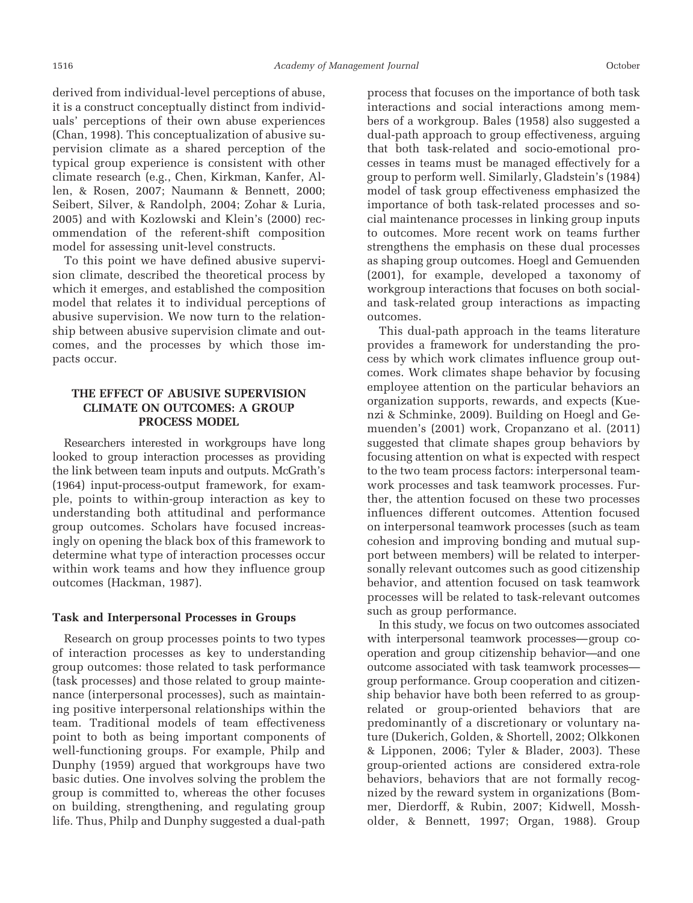derived from individual-level perceptions of abuse, it is a construct conceptually distinct from individuals' perceptions of their own abuse experiences (Chan, 1998). This conceptualization of abusive supervision climate as a shared perception of the typical group experience is consistent with other climate research (e.g., Chen, Kirkman, Kanfer, Allen, & Rosen, 2007; Naumann & Bennett, 2000; Seibert, Silver, & Randolph, 2004; Zohar & Luria, 2005) and with Kozlowski and Klein's (2000) recommendation of the referent-shift composition model for assessing unit-level constructs.

To this point we have defined abusive supervision climate, described the theoretical process by which it emerges, and established the composition model that relates it to individual perceptions of abusive supervision. We now turn to the relationship between abusive supervision climate and outcomes, and the processes by which those impacts occur.

## THE EFFECT OF ABUSIVE SUPERVISION CLIMATE ON OUTCOMES: A GROUP PROCESS MODEL

Researchers interested in workgroups have long looked to group interaction processes as providing the link between team inputs and outputs. McGrath's (1964) input-process-output framework, for example, points to within-group interaction as key to understanding both attitudinal and performance group outcomes. Scholars have focused increasingly on opening the black box of this framework to determine what type of interaction processes occur within work teams and how they influence group outcomes (Hackman, 1987).

### Task and Interpersonal Processes in Groups

Research on group processes points to two types of interaction processes as key to understanding group outcomes: those related to task performance (task processes) and those related to group maintenance (interpersonal processes), such as maintaining positive interpersonal relationships within the team. Traditional models of team effectiveness point to both as being important components of well-functioning groups. For example, Philp and Dunphy (1959) argued that workgroups have two basic duties. One involves solving the problem the group is committed to, whereas the other focuses on building, strengthening, and regulating group life. Thus, Philp and Dunphy suggested a dual-path process that focuses on the importance of both task interactions and social interactions among members of a workgroup. Bales (1958) also suggested a dual-path approach to group effectiveness, arguing that both task-related and socio-emotional processes in teams must be managed effectively for a group to perform well. Similarly, Gladstein's (1984) model of task group effectiveness emphasized the importance of both task-related processes and social maintenance processes in linking group inputs to outcomes. More recent work on teams further strengthens the emphasis on these dual processes as shaping group outcomes. Hoegl and Gemuenden (2001), for example, developed a taxonomy of workgroup interactions that focuses on both social- and task-related group interactions as impacting outcomes.

This dual-path approach in the teams literature provides a framework for understanding the process by which work climates influence group outcomes. Work climates shape behavior by focusing employee attention on the particular behaviors an organization supports, rewards, and expects (Kuenzi & Schminke, 2009). Building on Hoegl and Gemuenden's (2001) work, Cropanzano et al. (2011) suggested that climate shapes group behaviors by focusing attention on what is expected with respect to the two team process factors: interpersonal teamwork processes and task teamwork processes. Further, the attention focused on these two processes influences different outcomes. Attention focused on interpersonal teamwork processes (such as team cohesion and improving bonding and mutual support between members) will be related to interpersonally relevant outcomes such as good citizenship behavior, and attention focused on task teamwork processes will be related to task-relevant outcomes such as group performance.

In this study, we focus on two outcomes associated with interpersonal teamwork processes—group cooperation and group citizenship behavior—and one outcome associated with task teamwork processes—group performance. Group cooperation and citizenship behavior have both been referred to as group-related or group-oriented behaviors that are predominantly of a discretionary or voluntary nature (Dukerich, Golden, & Shortell, 2002; Olkkonen & Lipponen, 2006; Tyler & Blader, 2003). These group-oriented actions are considered extra-role behaviors, behaviors that are not formally recognized by the reward system in organizations (Bommer, Dierdorff, & Rubin, 2007; Kidwell, Mossholder, & Bennett, 1997; Organ, 1988). Group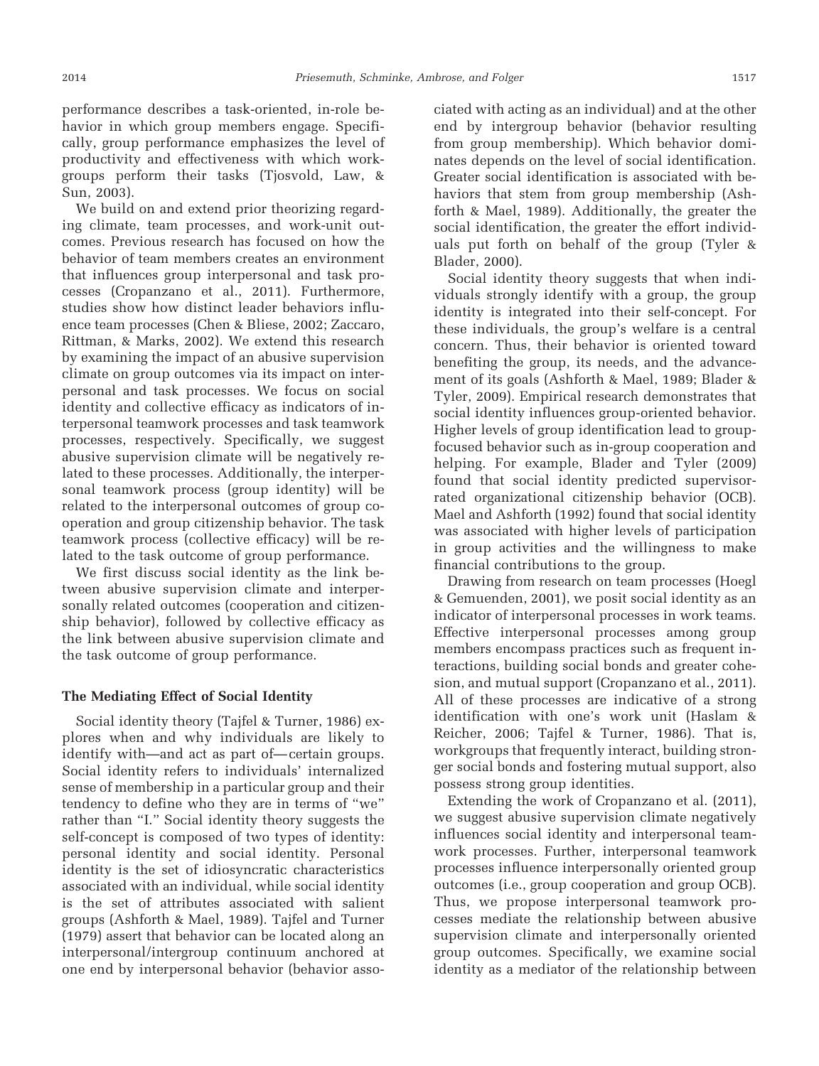performance describes a task-oriented, in-role behavior in which group members engage. Specifically, group performance emphasizes the level of productivity and effectiveness with which workgroups perform their tasks (Tjosvold, Law, & Sun, 2003).

We build on and extend prior theorizing regarding climate, team processes, and work-unit outcomes. Previous research has focused on how the behavior of team members creates an environment that influences group interpersonal and task processes (Cropanzano et al., 2011). Furthermore, studies show how distinct leader behaviors influence team processes (Chen & Bliese, 2002; Zaccaro, Rittman, & Marks, 2002). We extend this research by examining the impact of an abusive supervision climate on group outcomes via its impact on interpersonal and task processes. We focus on social identity and collective efficacy as indicators of interpersonal teamwork processes and task teamwork processes, respectively. Specifically, we suggest abusive supervision climate will be negatively related to these processes. Additionally, the interpersonal teamwork process (group identity) will be related to the interpersonal outcomes of group cooperation and group citizenship behavior. The task teamwork process (collective efficacy) will be related to the task outcome of group performance.

We first discuss social identity as the link between abusive supervision climate and interpersonally related outcomes (cooperation and citizenship behavior), followed by collective efficacy as the link between abusive supervision climate and the task outcome of group performance.

### The Mediating Effect of Social Identity

Social identity theory (Tajfel & Turner, 1986) explores when and why individuals are likely to identify with—and act as part of—certain groups. Social identity refers to individuals' internalized sense of membership in a particular group and their tendency to define who they are in terms of "we" rather than "I." Social identity theory suggests the self-concept is composed of two types of identity: personal identity and social identity. Personal identity is the set of idiosyncratic characteristics associated with an individual, while social identity is the set of attributes associated with salient groups (Ashforth & Mael, 1989). Tajfel and Turner (1979) assert that behavior can be located along an interpersonal/intergroup continuum anchored at one end by interpersonal behavior (behavior associated with acting as an individual) and at the other end by intergroup behavior (behavior resulting from group membership). Which behavior dominates depends on the level of social identification. Greater social identification is associated with behaviors that stem from group membership (Ashforth & Mael, 1989). Additionally, the greater the social identification, the greater the effort individuals put forth on behalf of the group (Tyler & Blader, 2000).

Social identity theory suggests that when individuals strongly identify with a group, the group identity is integrated into their self-concept. For these individuals, the group's welfare is a central concern. Thus, their behavior is oriented toward benefiting the group, its needs, and the advancement of its goals (Ashforth & Mael, 1989; Blader & Tyler, 2009). Empirical research demonstrates that social identity influences group-oriented behavior. Higher levels of group identification lead to group-focused behavior such as in-group cooperation and helping. For example, Blader and Tyler (2009) found that social identity predicted supervisor-rated organizational citizenship behavior (OCB). Mael and Ashforth (1992) found that social identity was associated with higher levels of participation in group activities and the willingness to make financial contributions to the group.

Drawing from research on team processes (Hoegl & Gemuenden, 2001), we posit social identity as an indicator of interpersonal processes in work teams. Effective interpersonal processes among group members encompass practices such as frequent interactions, building social bonds and greater cohesion, and mutual support (Cropanzano et al., 2011). All of these processes are indicative of a strong identification with one's work unit (Haslam & Reicher, 2006; Tajfel & Turner, 1986). That is, workgroups that frequently interact, building stronger social bonds and fostering mutual support, also possess strong group identities.

Extending the work of Cropanzano et al. (2011), we suggest abusive supervision climate negatively influences social identity and interpersonal teamwork processes. Further, interpersonal teamwork processes influence interpersonally oriented group outcomes (i.e., group cooperation and group OCB). Thus, we propose interpersonal teamwork processes mediate the relationship between abusive supervision climate and interpersonally oriented group outcomes. Specifically, we examine social identity as a mediator of the relationship between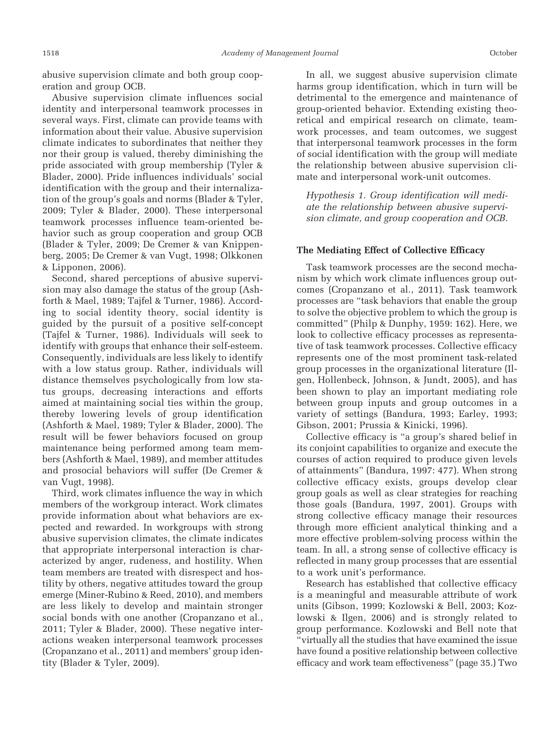abusive supervision climate and both group cooperation and group OCB.

Abusive supervision climate influences social identity and interpersonal teamwork processes in several ways. First, climate can provide teams with information about their value. Abusive supervision climate indicates to subordinates that neither they nor their group is valued, thereby diminishing the pride associated with group membership (Tyler & Blader, 2000). Pride influences individuals' social identification with the group and their internalization of the group's goals and norms (Blader & Tyler, 2009; Tyler & Blader, 2000). These interpersonal teamwork processes influence team-oriented behavior such as group cooperation and group OCB (Blader & Tyler, 2009; De Cremer & van Knippenberg, 2005; De Cremer & van Vugt, 1998; Olkkonen & Lipponen, 2006).

Second, shared perceptions of abusive supervision may also damage the status of the group (Ashforth & Mael, 1989; Tajfel & Turner, 1986). According to social identity theory, social identity is guided by the pursuit of a positive self-concept (Tajfel & Turner, 1986). Individuals will seek to identify with groups that enhance their self-esteem. Consequently, individuals are less likely to identify with a low status group. Rather, individuals will distance themselves psychologically from low status groups, decreasing interactions and efforts aimed at maintaining social ties within the group, thereby lowering levels of group identification (Ashforth & Mael, 1989; Tyler & Blader, 2000). The result will be fewer behaviors focused on group maintenance being performed among team members (Ashforth & Mael, 1989), and member attitudes and prosocial behaviors will suffer (De Cremer & van Vugt, 1998).

Third, work climates influence the way in which members of the workgroup interact. Work climates provide information about what behaviors are expected and rewarded. In workgroups with strong abusive supervision climates, the climate indicates that appropriate interpersonal interaction is characterized by anger, rudeness, and hostility. When team members are treated with disrespect and hostility by others, negative attitudes toward the group emerge (Miner-Rubino & Reed, 2010), and members are less likely to develop and maintain stronger social bonds with one another (Cropanzano et al., 2011; Tyler & Blader, 2000). These negative interactions weaken interpersonal teamwork processes (Cropanzano et al., 2011) and members' group identity (Blader & Tyler, 2009).

In all, we suggest abusive supervision climate harms group identification, which in turn will be detrimental to the emergence and maintenance of group-oriented behavior. Extending existing theoretical and empirical research on climate, teamwork processes, and team outcomes, we suggest that interpersonal teamwork processes in the form of social identification with the group will mediate the relationship between abusive supervision climate and interpersonal work-unit outcomes.

*Hypothesis 1. Group identification will mediate the relationship between abusive supervision climate, and group cooperation and OCB.*

### The Mediating Effect of Collective Efficacy

Task teamwork processes are the second mechanism by which work climate influences group outcomes (Cropanzano et al., 2011). Task teamwork processes are "task behaviors that enable the group to solve the objective problem to which the group is committed" (Philp & Dunphy, 1959: 162). Here, we look to collective efficacy processes as representative of task teamwork processes. Collective efficacy represents one of the most prominent task-related group processes in the organizational literature (Ilgen, Hollenbeck, Johnson, & Jundt, 2005), and has been shown to play an important mediating role between group inputs and group outcomes in a variety of settings (Bandura, 1993; Earley, 1993; Gibson, 2001; Prussia & Kinicki, 1996).

Collective efficacy is "a group's shared belief in its conjoint capabilities to organize and execute the courses of action required to produce given levels of attainments" (Bandura, 1997: 477). When strong collective efficacy exists, groups develop clear group goals as well as clear strategies for reaching those goals (Bandura, 1997, 2001). Groups with strong collective efficacy manage their resources through more efficient analytical thinking and a more effective problem-solving process within the team. In all, a strong sense of collective efficacy is reflected in many group processes that are essential to a work unit's performance.

Research has established that collective efficacy is a meaningful and measurable attribute of work units (Gibson, 1999; Kozlowski & Bell, 2003; Kozlowski & Ilgen, 2006) and is strongly related to group performance. Kozlowski and Bell note that "virtually all the studies that have examined the issue have found a positive relationship between collective efficacy and work team effectiveness" (page 35.) Two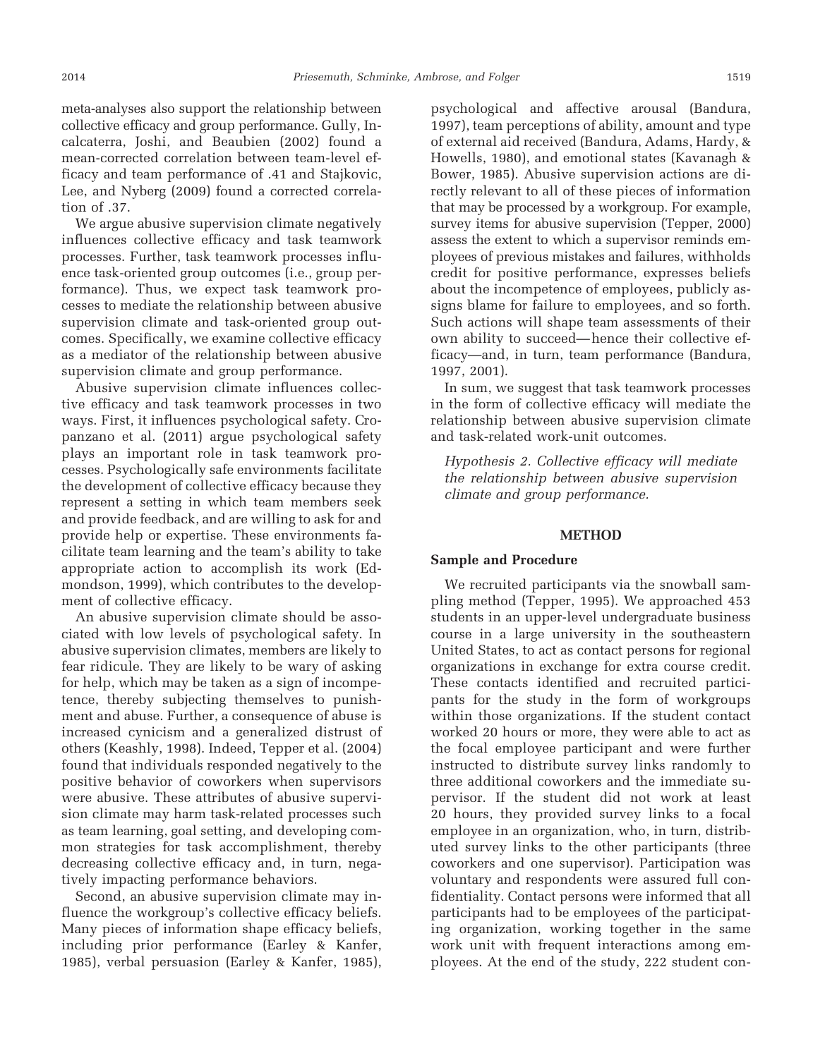meta-analyses also support the relationship between collective efficacy and group performance. Gully, Incalcaterra, Joshi, and Beaubien (2002) found a mean-corrected correlation between team-level efficacy and team performance of .41 and Stajkovic, Lee, and Nyberg (2009) found a corrected correlation of .37.

We argue abusive supervision climate negatively influences collective efficacy and task teamwork processes. Further, task teamwork processes influence task-oriented group outcomes (i.e., group performance). Thus, we expect task teamwork processes to mediate the relationship between abusive supervision climate and task-oriented group outcomes. Specifically, we examine collective efficacy as a mediator of the relationship between abusive supervision climate and group performance.

Abusive supervision climate influences collective efficacy and task teamwork processes in two ways. First, it influences psychological safety. Cropanzano et al. (2011) argue psychological safety plays an important role in task teamwork processes. Psychologically safe environments facilitate the development of collective efficacy because they represent a setting in which team members seek and provide feedback, and are willing to ask for and provide help or expertise. These environments facilitate team learning and the team's ability to take appropriate action to accomplish its work (Edmondson, 1999), which contributes to the development of collective efficacy.

An abusive supervision climate should be associated with low levels of psychological safety. In abusive supervision climates, members are likely to fear ridicule. They are likely to be wary of asking for help, which may be taken as a sign of incompetence, thereby subjecting themselves to punishment and abuse. Further, a consequence of abuse is increased cynicism and a generalized distrust of others (Keashly, 1998). Indeed, Tepper et al. (2004) found that individuals responded negatively to the positive behavior of coworkers when supervisors were abusive. These attributes of abusive supervision climate may harm task-related processes such as team learning, goal setting, and developing common strategies for task accomplishment, thereby decreasing collective efficacy and, in turn, negatively impacting performance behaviors.

Second, an abusive supervision climate may influence the workgroup's collective efficacy beliefs. Many pieces of information shape efficacy beliefs, including prior performance (Earley & Kanfer, 1985), verbal persuasion (Earley & Kanfer, 1985), psychological and affective arousal (Bandura, 1997), team perceptions of ability, amount and type of external aid received (Bandura, Adams, Hardy, & Howells, 1980), and emotional states (Kavanagh & Bower, 1985). Abusive supervision actions are directly relevant to all of these pieces of information that may be processed by a workgroup. For example, survey items for abusive supervision (Tepper, 2000) assess the extent to which a supervisor reminds employees of previous mistakes and failures, withholds credit for positive performance, expresses beliefs about the incompetence of employees, publicly assigns blame for failure to employees, and so forth. Such actions will shape team assessments of their own ability to succeed—hence their collective efficacy—and, in turn, team performance (Bandura, 1997, 2001).

In sum, we suggest that task teamwork processes in the form of collective efficacy will mediate the relationship between abusive supervision climate and task-related work-unit outcomes.

*Hypothesis 2. Collective efficacy will mediate the relationship between abusive supervision climate and group performance.*

## METHOD

### Sample and Procedure

We recruited participants via the snowball sampling method (Tepper, 1995). We approached 453 students in an upper-level undergraduate business course in a large university in the southeastern United States, to act as contact persons for regional organizations in exchange for extra course credit. These contacts identified and recruited participants for the study in the form of workgroups within those organizations. If the student contact worked 20 hours or more, they were able to act as the focal employee participant and were further instructed to distribute survey links randomly to three additional coworkers and the immediate supervisor. If the student did not work at least 20 hours, they provided survey links to a focal employee in an organization, who, in turn, distributed survey links to the other participants (three coworkers and one supervisor). Participation was voluntary and respondents were assured full confidentiality. Contact persons were informed that all participants had to be employees of the participating organization, working together in the same work unit with frequent interactions among employees. At the end of the study, 222 student con-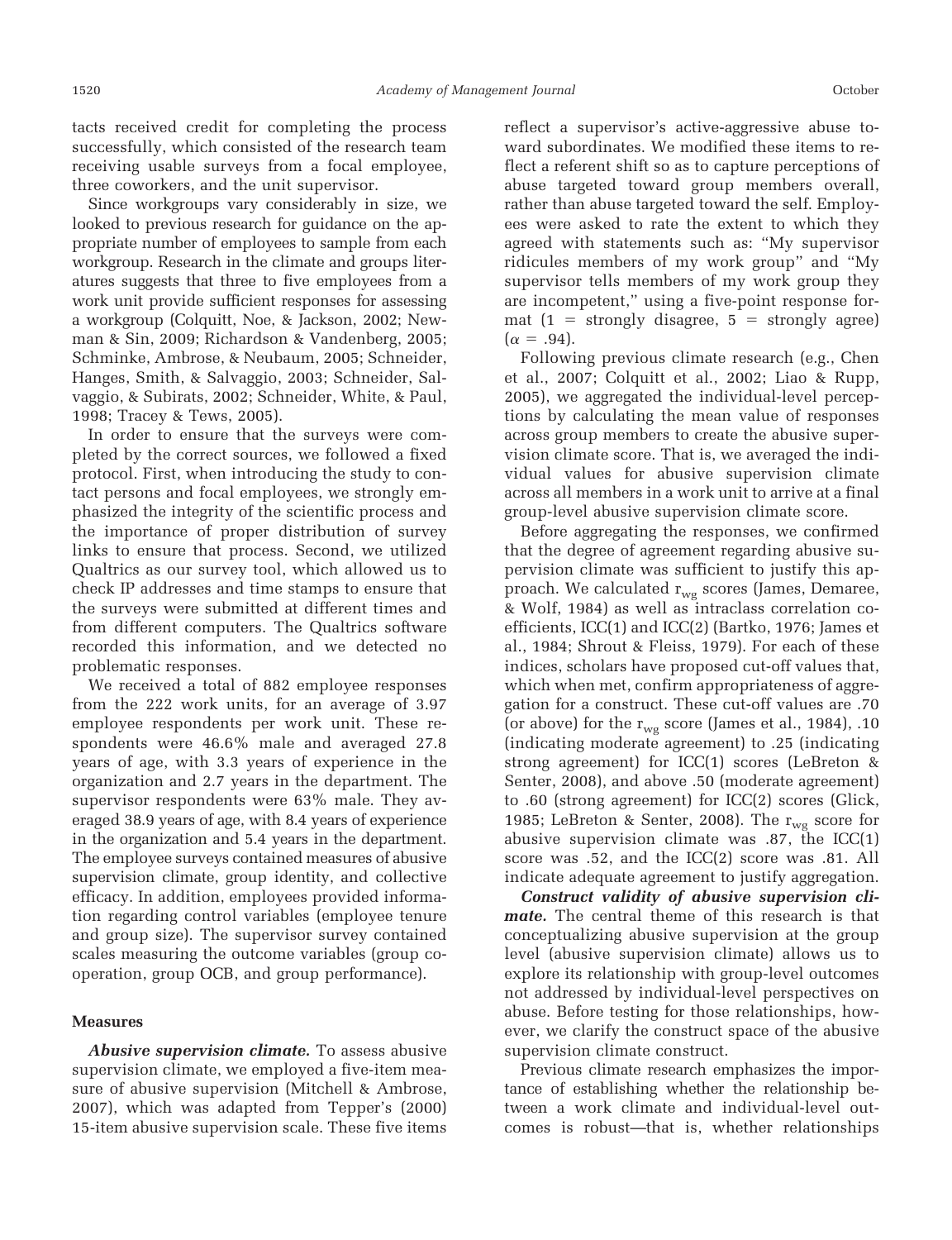tacts received credit for completing the process successfully, which consisted of the research team receiving usable surveys from a focal employee, three coworkers, and the unit supervisor.

Since workgroups vary considerably in size, we looked to previous research for guidance on the appropriate number of employees to sample from each workgroup. Research in the climate and groups literatures suggests that three to five employees from a work unit provide sufficient responses for assessing a workgroup (Colquitt, Noe, & Jackson, 2002; Newman & Sin, 2009; Richardson & Vandenberg, 2005; Schminke, Ambrose, & Neubaum, 2005; Schneider, Hanges, Smith, & Salvaggio, 2003; Schneider, Salvaggio, & Subirats, 2002; Schneider, White, & Paul, 1998; Tracey & Tews, 2005).

In order to ensure that the surveys were completed by the correct sources, we followed a fixed protocol. First, when introducing the study to contact persons and focal employees, we strongly emphasized the integrity of the scientific process and the importance of proper distribution of survey links to ensure that process. Second, we utilized Qualtrics as our survey tool, which allowed us to check IP addresses and time stamps to ensure that the surveys were submitted at different times and from different computers. The Qualtrics software recorded this information, and we detected no problematic responses.

We received a total of 882 employee responses from the 222 work units, for an average of 3.97 employee respondents per work unit. These respondents were 46.6% male and averaged 27.8 years of age, with 3.3 years of experience in the organization and 2.7 years in the department. The supervisor respondents were 63% male. They averaged 38.9 years of age, with 8.4 years of experience in the organization and 5.4 years in the department. The employee surveys contained measures of abusive supervision climate, group identity, and collective efficacy. In addition, employees provided information regarding control variables (employee tenure and group size). The supervisor survey contained scales measuring the outcome variables (group cooperation, group OCB, and group performance).

### Measures

***Abusive supervision climate.*** To assess abusive supervision climate, we employed a five-item measure of abusive supervision (Mitchell & Ambrose, 2007), which was adapted from Tepper's (2000) 15-item abusive supervision scale. These five items reflect a supervisor's active-aggressive abuse toward subordinates. We modified these items to reflect a referent shift so as to capture perceptions of abuse targeted toward group members overall, rather than abuse targeted toward the self. Employees were asked to rate the extent to which they agreed with statements such as: "My supervisor ridicules members of my work group" and "My supervisor tells members of my work group they are incompetent," using a five-point response format ($1$ = strongly disagree, $5$ = strongly agree) ($\alpha = .94$).

Following previous climate research (e.g., Chen et al., 2007; Colquitt et al., 2002; Liao & Rupp, 2005), we aggregated the individual-level perceptions by calculating the mean value of responses across group members to create the abusive supervision climate score. That is, we averaged the individual values for abusive supervision climate across all members in a work unit to arrive at a final group-level abusive supervision climate score.

Before aggregating the responses, we confirmed that the degree of agreement regarding abusive supervision climate was sufficient to justify this approach. We calculated $r_{wg}$ scores (James, Demaree, & Wolf, 1984) as well as intraclass correlation coefficients, ICC(1) and ICC(2) (Bartko, 1976; James et al., 1984; Shrout & Fleiss, 1979). For each of these indices, scholars have proposed cut-off values that, which when met, confirm appropriateness of aggregation for a construct. These cut-off values are .70 (or above) for the $r_{wg}$ score (James et al., 1984), .10 (indicating moderate agreement) to .25 (indicating strong agreement) for ICC(1) scores (LeBreton & Senter, 2008), and above .50 (moderate agreement) to .60 (strong agreement) for ICC(2) scores (Glick, 1985; LeBreton & Senter, 2008). The $r_{wg}$ score for abusive supervision climate was .87, the ICC(1) score was .52, and the ICC(2) score was .81. All indicate adequate agreement to justify aggregation.

***Construct validity of abusive supervision climate.*** The central theme of this research is that conceptualizing abusive supervision at the group level (abusive supervision climate) allows us to explore its relationship with group-level outcomes not addressed by individual-level perspectives on abuse. Before testing for those relationships, however, we clarify the construct space of the abusive supervision climate construct.

Previous climate research emphasizes the importance of establishing whether the relationship between a work climate and individual-level outcomes is robust—that is, whether relationships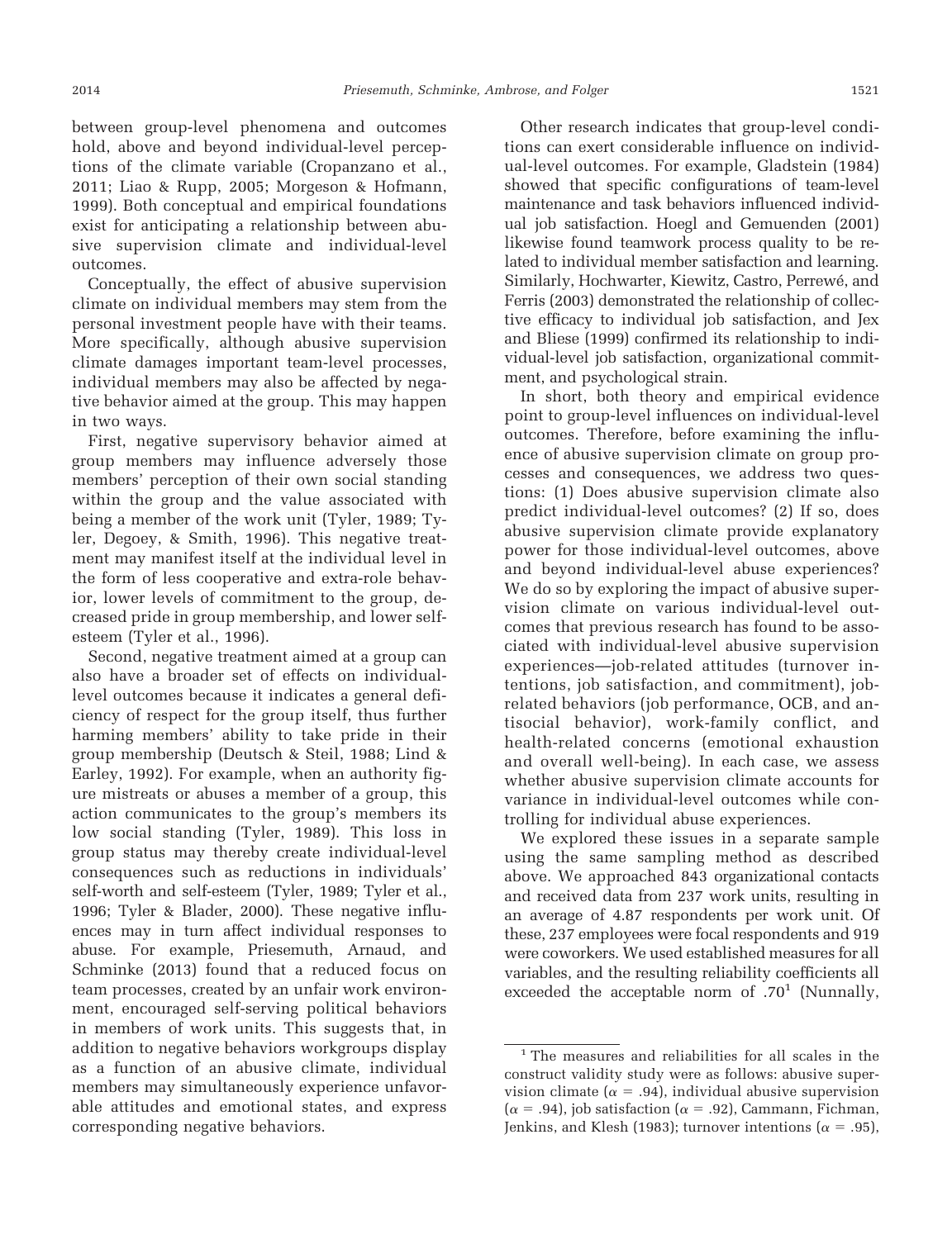between group-level phenomena and outcomes hold, above and beyond individual-level perceptions of the climate variable (Cropanzano et al., 2011; Liao & Rupp, 2005; Morgeson & Hofmann, 1999). Both conceptual and empirical foundations exist for anticipating a relationship between abusive supervision climate and individual-level outcomes.

Conceptually, the effect of abusive supervision climate on individual members may stem from the personal investment people have with their teams. More specifically, although abusive supervision climate damages important team-level processes, individual members may also be affected by negative behavior aimed at the group. This may happen in two ways.

First, negative supervisory behavior aimed at group members may influence adversely those members' perception of their own social standing within the group and the value associated with being a member of the work unit (Tyler, 1989; Tyler, Degoey, & Smith, 1996). This negative treatment may manifest itself at the individual level in the form of less cooperative and extra-role behavior, lower levels of commitment to the group, decreased pride in group membership, and lower self-esteem (Tyler et al., 1996).

Second, negative treatment aimed at a group can also have a broader set of effects on individual-level outcomes because it indicates a general deficiency of respect for the group itself, thus further harming members' ability to take pride in their group membership (Deutsch & Steil, 1988; Lind & Earley, 1992). For example, when an authority figure mistreats or abuses a member of a group, this action communicates to the group's members its low social standing (Tyler, 1989). This loss in group status may thereby create individual-level consequences such as reductions in individuals' self-worth and self-esteem (Tyler, 1989; Tyler et al., 1996; Tyler & Blader, 2000). These negative influences may in turn affect individual responses to abuse. For example, Priesemuth, Arnaud, and Schminke (2013) found that a reduced focus on team processes, created by an unfair work environment, encouraged self-serving political behaviors in members of work units. This suggests that, in addition to negative behaviors workgroups display as a function of an abusive climate, individual members may simultaneously experience unfavorable attitudes and emotional states, and express corresponding negative behaviors.

Other research indicates that group-level conditions can exert considerable influence on individual-level outcomes. For example, Gladstein (1984) showed that specific configurations of team-level maintenance and task behaviors influenced individual job satisfaction. Hoegl and Gemuenden (2001) likewise found teamwork process quality to be related to individual member satisfaction and learning. Similarly, Hochwarter, Kiewitz, Castro, Perrewé, and Ferris (2003) demonstrated the relationship of collective efficacy to individual job satisfaction, and Jex and Bliese (1999) confirmed its relationship to individual-level job satisfaction, organizational commitment, and psychological strain.

In short, both theory and empirical evidence point to group-level influences on individual-level outcomes. Therefore, before examining the influence of abusive supervision climate on group processes and consequences, we address two questions: (1) Does abusive supervision climate also predict individual-level outcomes? (2) If so, does abusive supervision climate provide explanatory power for those individual-level outcomes, above and beyond individual-level abuse experiences? We do so by exploring the impact of abusive supervision climate on various individual-level outcomes that previous research has found to be associated with individual-level abusive supervision experiences—job-related attitudes (turnover intentions, job satisfaction, and commitment), job-related behaviors (job performance, OCB, and antisocial behavior), work-family conflict, and health-related concerns (emotional exhaustion and overall well-being). In each case, we assess whether abusive supervision climate accounts for variance in individual-level outcomes while controlling for individual abuse experiences.

We explored these issues in a separate sample using the same sampling method as described above. We approached 843 organizational contacts and received data from 237 work units, resulting in an average of 4.87 respondents per work unit. Of these, 237 employees were focal respondents and 919 were coworkers. We used established measures for all variables, and the resulting reliability coefficients all exceeded the acceptable norm of .70[1] (Nunnally,

[1] The measures and reliabilities for all scales in the construct validity study were as follows: abusive supervision climate ($\alpha$ = .94), individual abusive supervision ($\alpha$ = .94), job satisfaction ($\alpha$ = .92), Cammann, Fichman, Jenkins, and Klesh (1983); turnover intentions ($\alpha$ = .95),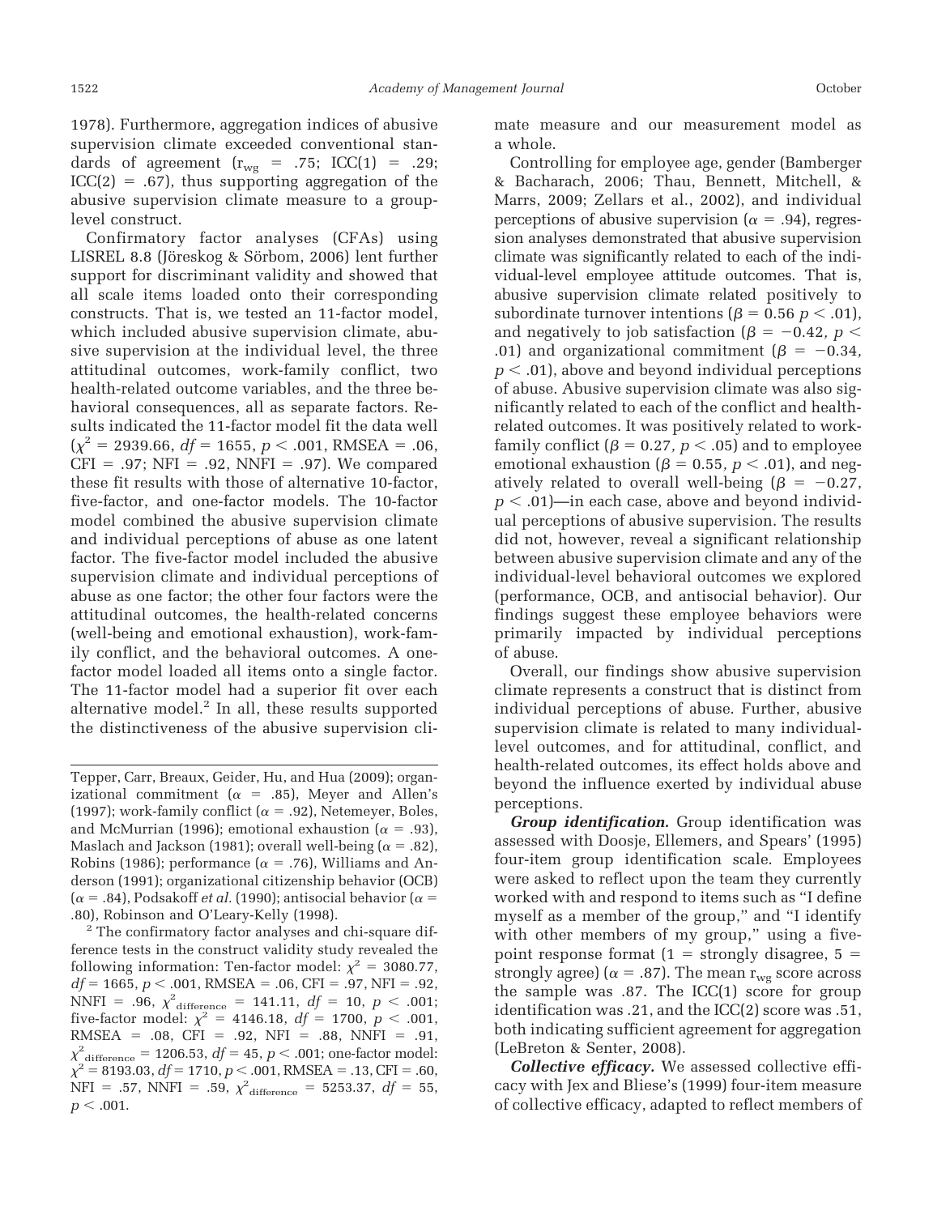1978). Furthermore, aggregation indices of abusive supervision climate exceeded conventional standards of agreement ($r_{wg}$ = .75; ICC(1) = .29; ICC(2) = .67), thus supporting aggregation of the abusive supervision climate measure to a group-level construct.

Confirmatory factor analyses (CFAs) using LISREL 8.8 (Jöreskog & Sörbom, 2006) lent further support for discriminant validity and showed that all scale items loaded onto their corresponding constructs. That is, we tested an 11-factor model, which included abusive supervision climate, abusive supervision at the individual level, the three attitudinal outcomes, work-family conflict, two health-related outcome variables, and the three behavioral consequences, all as separate factors. Results indicated the 11-factor model fit the data well ($\chi^2$ = 2939.66, $df$ = 1655, $p < .001$, RMSEA = .06, CFI = .97; NFI = .92, NNFI = .97). We compared these fit results with those of alternative 10-factor, five-factor, and one-factor models. The 10-factor model combined the abusive supervision climate and individual perceptions of abuse as one latent factor. The five-factor model included the abusive supervision climate and individual perceptions of abuse as one factor; the other four factors were the attitudinal outcomes, the health-related concerns (well-being and emotional exhaustion), work-family conflict, and the behavioral outcomes. A one-factor model loaded all items onto a single factor. The 11-factor model had a superior fit over each alternative model.[2] In all, these results supported the distinctiveness of the abusive supervision climate measure and our measurement model as a whole.

Controlling for employee age, gender (Bamberger & Bacharach, 2006; Thau, Bennett, Mitchell, & Marrs, 2009; Zellars et al., 2002), and individual perceptions of abusive supervision ($\alpha$ = .94), regression analyses demonstrated that abusive supervision climate was significantly related to each of the individual-level employee attitude outcomes. That is, abusive supervision climate related positively to subordinate turnover intentions ($\beta$ = 0.56 $p < .01$), and negatively to job satisfaction ($\beta$ = −0.42, $p < .01$) and organizational commitment ($\beta$ = −0.34, $p < .01$), above and beyond individual perceptions of abuse. Abusive supervision climate was also significantly related to each of the conflict and health-related outcomes. It was positively related to work-family conflict ($\beta$ = 0.27, $p < .05$) and to employee emotional exhaustion ($\beta$ = 0.55, $p < .01$), and negatively related to overall well-being ($\beta$ = −0.27, $p < .01$)—in each case, above and beyond individual perceptions of abusive supervision. The results did not, however, reveal a significant relationship between abusive supervision climate and any of the individual-level behavioral outcomes we explored (performance, OCB, and antisocial behavior). Our findings suggest these employee behaviors were primarily impacted by individual perceptions of abuse.

Overall, our findings show abusive supervision climate represents a construct that is distinct from individual perceptions of abuse. Further, abusive supervision climate is related to many individual-level outcomes, and for attitudinal, conflict, and health-related outcomes, its effect holds above and beyond the influence exerted by individual abuse perceptions.

***Group identification.*** Group identification was assessed with Doosje, Ellemers, and Spears' (1995) four-item group identification scale. Employees were asked to reflect upon the team they currently worked with and respond to items such as "I define myself as a member of the group," and "I identify with other members of my group," using a five-point response format (1 = strongly disagree, 5 = strongly agree) ($\alpha$ = .87). The mean $r_{wg}$ score across the sample was .87. The ICC(1) score for group identification was .21, and the ICC(2) score was .51, both indicating sufficient agreement for aggregation (LeBreton & Senter, 2008).

***Collective efficacy.*** We assessed collective efficacy with Jex and Bliese's (1999) four-item measure of collective efficacy, adapted to reflect members of

---

Tepper, Carr, Breaux, Geider, Hu, and Hua (2009); organizational commitment ($\alpha$ = .85), Meyer and Allen's (1997); work-family conflict ($\alpha$ = .92), Netemeyer, Boles, and McMurrian (1996); emotional exhaustion ($\alpha$ = .93), Maslach and Jackson (1981); overall well-being ($\alpha$ = .82), Robins (1986); performance ($\alpha$ = .76), Williams and Anderson (1991); organizational citizenship behavior (OCB) ($\alpha$ = .84), Podsakoff *et al.* (1990); antisocial behavior ($\alpha$ = .80), Robinson and O'Leary-Kelly (1998).

[2] The confirmatory factor analyses and chi-square difference tests in the construct validity study revealed the following information: Ten-factor model: $\chi^2$ = 3080.77, $df$ = 1665, $p < .001$, RMSEA = .06, CFI = .97, NFI = .92, NNFI = .96, $\chi^2_{\text{difference}}$ = 141.11, $df$ = 10, $p < .001$; five-factor model: $\chi^2$ = 4146.18, $df$ = 1700, $p < .001$, RMSEA = .08, CFI = .92, NFI = .88, NNFI = .91, $\chi^2_{\text{difference}}$ = 1206.53, $df$ = 45, $p < .001$; one-factor model: $\chi^2$ = 8193.03, $df$ = 1710, $p < .001$, RMSEA = .13, CFI = .60, NFI = .57, NNFI = .59, $\chi^2_{\text{difference}}$ = 5253.37, $df$ = 55, $p < .001$.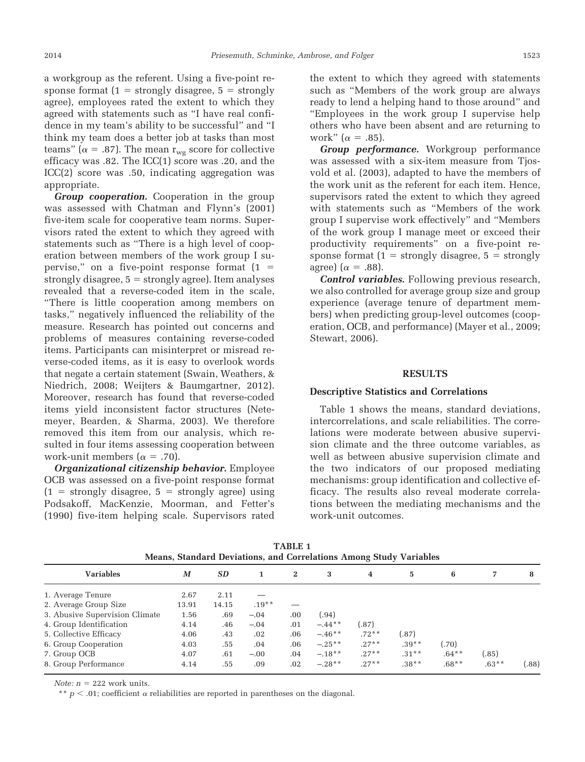a workgroup as the referent. Using a five-point response format (1 = strongly disagree, 5 = strongly agree), employees rated the extent to which they agreed with statements such as "I have real confidence in my team's ability to be successful" and "I think my team does a better job at tasks than most teams" ($\alpha$ = .87). The mean $r_{wg}$ score for collective efficacy was .82. The ICC(1) score was .20, and the ICC(2) score was .50, indicating aggregation was appropriate.

***Group cooperation.*** Cooperation in the group was assessed with Chatman and Flynn's (2001) five-item scale for cooperative team norms. Supervisors rated the extent to which they agreed with statements such as "There is a high level of cooperation between members of the work group I supervise," on a five-point response format (1 = strongly disagree, 5 = strongly agree). Item analyses revealed that a reverse-coded item in the scale, "There is little cooperation among members on tasks," negatively influenced the reliability of the measure. Research has pointed out concerns and problems of measures containing reverse-coded items. Participants can misinterpret or misread reverse-coded items, as it is easy to overlook words that negate a certain statement (Swain, Weathers, & Niedrich, 2008; Weijters & Baumgartner, 2012). Moreover, research has found that reverse-coded items yield inconsistent factor structures (Netemeyer, Bearden, & Sharma, 2003). We therefore removed this item from our analysis, which resulted in four items assessing cooperation between work-unit members ($\alpha$ = .70).

***Organizational citizenship behavior.*** Employee OCB was assessed on a five-point response format (1 = strongly disagree, 5 = strongly agree) using Podsakoff, MacKenzie, Moorman, and Fetter's (1990) five-item helping scale. Supervisors rated the extent to which they agreed with statements such as "Members of the work group are always ready to lend a helping hand to those around" and "Employees in the work group I supervise help others who have been absent and are returning to work" ($\alpha$ = .85).

***Group performance.*** Workgroup performance was assessed with a six-item measure from Tjosvold et al. (2003), adapted to have the members of the work unit as the referent for each item. Hence, supervisors rated the extent to which they agreed with statements such as "Members of the work group I supervise work effectively" and "Members of the work group I manage meet or exceed their productivity requirements" on a five-point response format (1 = strongly disagree, 5 = strongly agree) ($\alpha$ = .88).

***Control variables.*** Following previous research, we also controlled for average group size and group experience (average tenure of department members) when predicting group-level outcomes (cooperation, OCB, and performance) (Mayer et al., 2009; Stewart, 2006).

## RESULTS

### Descriptive Statistics and Correlations

Table 1 shows the means, standard deviations, intercorrelations, and scale reliabilities. The correlations were moderate between abusive supervision climate and the three outcome variables, as well as between abusive supervision climate and the two indicators of our proposed mediating mechanisms: group identification and collective efficacy. The results also reveal moderate correlations between the mediating mechanisms and the work-unit outcomes.

**TABLE 1**
**Means, Standard Deviations, and Correlations Among Study Variables**

| Variables | *M* | *SD* | 1 | 2 | 3 | 4 | 5 | 6 | 7 | 8 |
|---|---|---|---|---|---|---|---|---|---|---|
| 1. Average Tenure | 2.67 | 2.11 | — | | | | | | | |
| 2. Average Group Size | 13.91 | 14.15 | .19** | — | | | | | | |
| 3. Abusive Supervision Climate | 1.56 | .69 | −.04 | .00 | (.94) | | | | | |
| 4. Group Identification | 4.14 | .46 | −.04 | .01 | −.44** | (.87) | | | | |
| 5. Collective Efficacy | 4.06 | .43 | .02 | .06 | −.46** | .72** | (.87) | | | |
| 6. Group Cooperation | 4.03 | .55 | .04 | .06 | −.25** | .27** | .39** | (.70) | | |
| 7. Group OCB | 4.07 | .61 | −.00 | .04 | −.18** | .27** | .31** | .64** | (.85) | |
| 8. Group Performance | 4.14 | .55 | .09 | .02 | −.28** | .27** | .38** | .68** | .63** | (.88) |

*Note:* $n$ = 222 work units.

** $p < .01$; coefficient $\alpha$ reliabilities are reported in parentheses on the diagonal.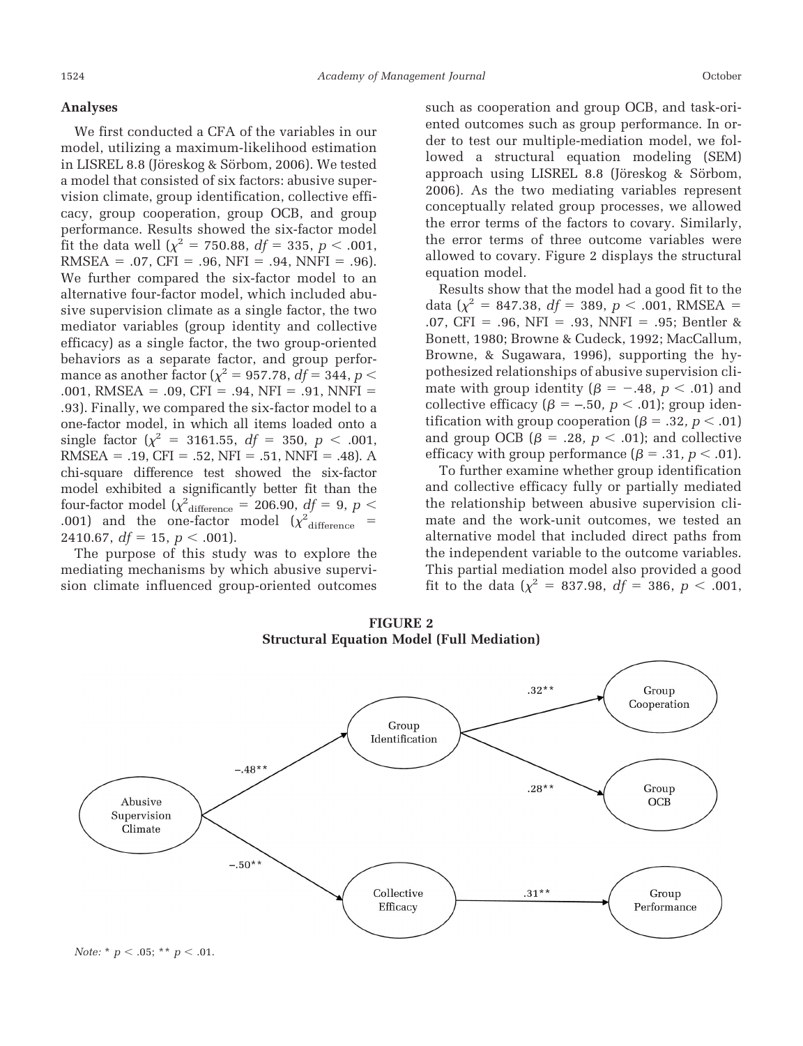### Analyses

We first conducted a CFA of the variables in our model, utilizing a maximum-likelihood estimation in LISREL 8.8 (Jöreskog & Sörbom, 2006). We tested a model that consisted of six factors: abusive supervision climate, group identification, collective efficacy, group cooperation, group OCB, and group performance. Results showed the six-factor model fit the data well ($\chi^2 = 750.88$, $df = 335$, $p < .001$, RMSEA = .07, CFI = .96, NFI = .94, NNFI = .96). We further compared the six-factor model to an alternative four-factor model, which included abusive supervision climate as a single factor, the two mediator variables (group identity and collective efficacy) as a single factor, the two group-oriented behaviors as a separate factor, and group performance as another factor ($\chi^2 = 957.78$, $df = 344$, $p < .001$, RMSEA = .09, CFI = .94, NFI = .91, NNFI = .93). Finally, we compared the six-factor model to a one-factor model, in which all items loaded onto a single factor ($\chi^2 = 3161.55$, $df = 350$, $p < .001$, RMSEA = .19, CFI = .52, NFI = .51, NNFI = .48). A chi-square difference test showed the six-factor model exhibited a significantly better fit than the four-factor model ($\chi^2_{\text{difference}} = 206.90$, $df = 9$, $p < .001$) and the one-factor model ($\chi^2_{\text{difference}} = 2410.67$, $df = 15$, $p < .001$).

The purpose of this study was to explore the mediating mechanisms by which abusive supervision climate influenced group-oriented outcomes such as cooperation and group OCB, and task-oriented outcomes such as group performance. In order to test our multiple-mediation model, we followed a structural equation modeling (SEM) approach using LISREL 8.8 (Jöreskog & Sörbom, 2006). As the two mediating variables represent conceptually related group processes, we allowed the error terms of the factors to covary. Similarly, the error terms of three outcome variables were allowed to covary. Figure 2 displays the structural equation model.

Results show that the model had a good fit to the data ($\chi^2 = 847.38$, $df = 389$, $p < .001$, RMSEA = .07, CFI = .96, NFI = .93, NNFI = .95; Bentler & Bonett, 1980; Browne & Cudeck, 1992; MacCallum, Browne, & Sugawara, 1996), supporting the hypothesized relationships of abusive supervision climate with group identity ($\beta = -.48$, $p < .01$) and collective efficacy ($\beta = -.50$, $p < .01$); group identification with group cooperation ($\beta = .32$, $p < .01$) and group OCB ($\beta = .28$, $p < .01$); and collective efficacy with group performance ($\beta = .31$, $p < .01$).

To further examine whether group identification and collective efficacy fully or partially mediated the relationship between abusive supervision climate and the work-unit outcomes, we tested an alternative model that included direct paths from the independent variable to the outcome variables. This partial mediation model also provided a good fit to the data ($\chi^2 = 837.98$, $df = 386$, $p < .001$,

**FIGURE 2**
**Structural Equation Model (Full Mediation)**

Abusive Supervision Climate → Group Identification: −.48**
Abusive Supervision Climate → Collective Efficacy: −.50**
Group Identification → Group Cooperation: .32**
Group Identification → Group OCB: .28**
Collective Efficacy → Group Performance: .31**

*Note:* * $p < .05$; ** $p < .01$.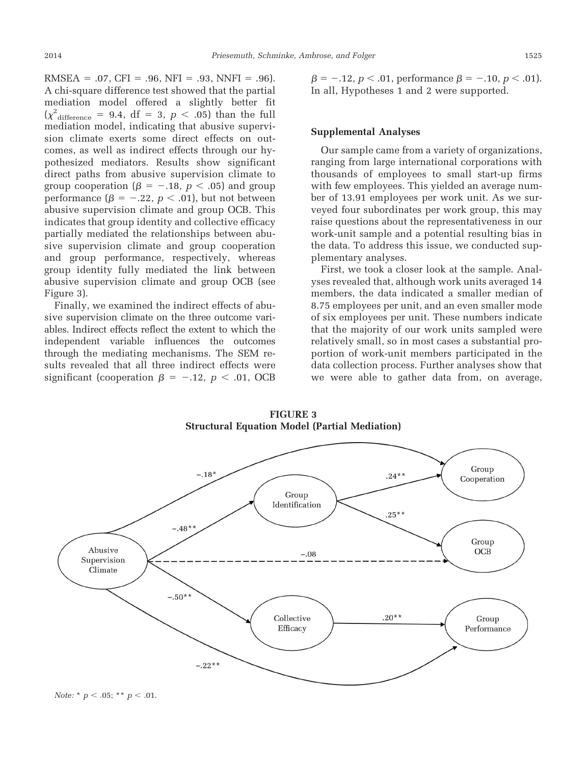RMSEA = .07, CFI = .96, NFI = .93, NNFI = .96). A chi-square difference test showed that the partial mediation model offered a slightly better fit ($\chi^2_{\text{difference}}$ = 9.4, df = 3, $p < .05$) than the full mediation model, indicating that abusive supervision climate exerts some direct effects on outcomes, as well as indirect effects through our hypothesized mediators. Results show significant direct paths from abusive supervision climate to group cooperation ($\beta = -.18$, $p < .05$) and group performance ($\beta = -.22$, $p < .01$), but not between abusive supervision climate and group OCB. This indicates that group identity and collective efficacy partially mediated the relationships between abusive supervision climate and group cooperation and group performance, respectively, whereas group identity fully mediated the link between abusive supervision climate and group OCB (see Figure 3).

Finally, we examined the indirect effects of abusive supervision climate on the three outcome variables. Indirect effects reflect the extent to which the independent variable influences the outcomes through the mediating mechanisms. The SEM results revealed that all three indirect effects were significant (cooperation $\beta = -.12$, $p < .01$, OCB $\beta = -.12$, $p < .01$, performance $\beta = -.10$, $p < .01$). In all, Hypotheses 1 and 2 were supported.

### Supplemental Analyses

Our sample came from a variety of organizations, ranging from large international corporations with thousands of employees to small start-up firms with few employees. This yielded an average number of 13.91 employees per work unit. As we surveyed four subordinates per work group, this may raise questions about the representativeness in our work-unit sample and a potential resulting bias in the data. To address this issue, we conducted supplementary analyses.

First, we took a closer look at the sample. Analyses revealed that, although work units averaged 14 members, the data indicated a smaller median of 8.75 employees per unit, and an even smaller mode of six employees per unit. These numbers indicate that the majority of our work units sampled were relatively small, so in most cases a substantial proportion of work-unit members participated in the data collection process. Further analyses show that we were able to gather data from, on average,

**FIGURE 3**
**Structural Equation Model (Partial Mediation)**

Abusive Supervision Climate → Group Identification: −.48**
Abusive Supervision Climate → Collective Efficacy: −.50**
Abusive Supervision Climate → Group Cooperation: −.18*
Abusive Supervision Climate → Group OCB: −.08
Abusive Supervision Climate → Group Performance: −.22**
Group Identification → Group Cooperation: .24**
Group Identification → Group OCB: .25**
Collective Efficacy → Group Performance: .20**

*Note:* * $p < .05$; ** $p < .01$.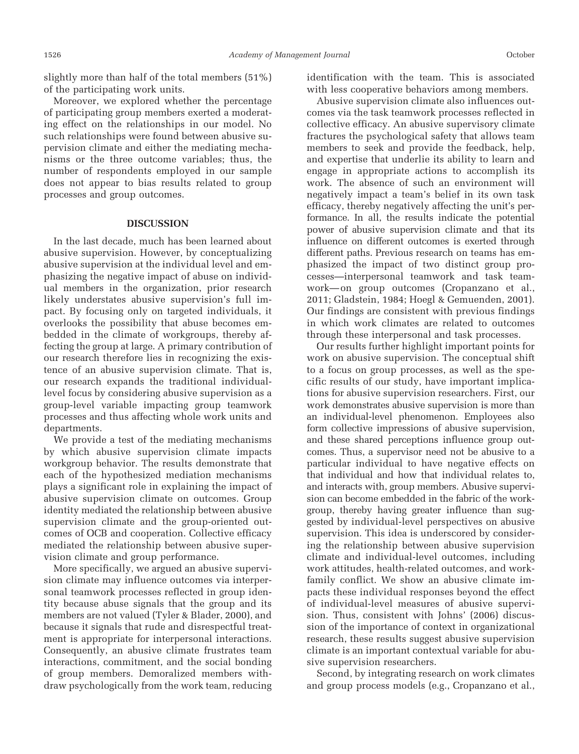slightly more than half of the total members (51%) of the participating work units.

Moreover, we explored whether the percentage of participating group members exerted a moderating effect on the relationships in our model. No such relationships were found between abusive supervision climate and either the mediating mechanisms or the three outcome variables; thus, the number of respondents employed in our sample does not appear to bias results related to group processes and group outcomes.

## DISCUSSION

In the last decade, much has been learned about abusive supervision. However, by conceptualizing abusive supervision at the individual level and emphasizing the negative impact of abuse on individual members in the organization, prior research likely understates abusive supervision's full impact. By focusing only on targeted individuals, it overlooks the possibility that abuse becomes embedded in the climate of workgroups, thereby affecting the group at large. A primary contribution of our research therefore lies in recognizing the existence of an abusive supervision climate. That is, our research expands the traditional individual-level focus by considering abusive supervision as a group-level variable impacting group teamwork processes and thus affecting whole work units and departments.

We provide a test of the mediating mechanisms by which abusive supervision climate impacts workgroup behavior. The results demonstrate that each of the hypothesized mediation mechanisms plays a significant role in explaining the impact of abusive supervision climate on outcomes. Group identity mediated the relationship between abusive supervision climate and the group-oriented outcomes of OCB and cooperation. Collective efficacy mediated the relationship between abusive supervision climate and group performance.

More specifically, we argued an abusive supervision climate may influence outcomes via interpersonal teamwork processes reflected in group identity because abuse signals that the group and its members are not valued (Tyler & Blader, 2000), and because it signals that rude and disrespectful treatment is appropriate for interpersonal interactions. Consequently, an abusive climate frustrates team interactions, commitment, and the social bonding of group members. Demoralized members withdraw psychologically from the work team, reducing identification with the team. This is associated with less cooperative behaviors among members.

Abusive supervision climate also influences outcomes via the task teamwork processes reflected in collective efficacy. An abusive supervisory climate fractures the psychological safety that allows team members to seek and provide the feedback, help, and expertise that underlie its ability to learn and engage in appropriate actions to accomplish its work. The absence of such an environment will negatively impact a team's belief in its own task efficacy, thereby negatively affecting the unit's performance. In all, the results indicate the potential power of abusive supervision climate and that its influence on different outcomes is exerted through different paths. Previous research on teams has emphasized the impact of two distinct group processes—interpersonal teamwork and task teamwork—on group outcomes (Cropanzano et al., 2011; Gladstein, 1984; Hoegl & Gemuenden, 2001). Our findings are consistent with previous findings in which work climates are related to outcomes through these interpersonal and task processes.

Our results further highlight important points for work on abusive supervision. The conceptual shift to a focus on group processes, as well as the specific results of our study, have important implications for abusive supervision researchers. First, our work demonstrates abusive supervision is more than an individual-level phenomenon. Employees also form collective impressions of abusive supervision, and these shared perceptions influence group outcomes. Thus, a supervisor need not be abusive to a particular individual to have negative effects on that individual and how that individual relates to, and interacts with, group members. Abusive supervision can become embedded in the fabric of the workgroup, thereby having greater influence than suggested by individual-level perspectives on abusive supervision. This idea is underscored by considering the relationship between abusive supervision climate and individual-level outcomes, including work attitudes, health-related outcomes, and work-family conflict. We show an abusive climate impacts these individual responses beyond the effect of individual-level measures of abusive supervision. Thus, consistent with Johns' (2006) discussion of the importance of context in organizational research, these results suggest abusive supervision climate is an important contextual variable for abusive supervision researchers.

Second, by integrating research on work climates and group process models (e.g., Cropanzano et al.,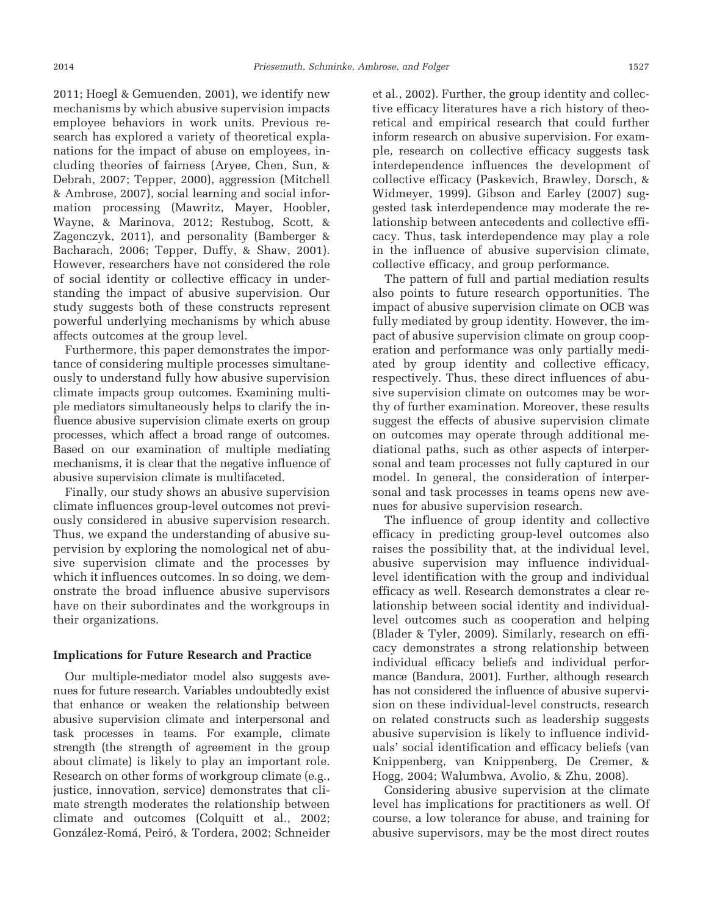2011; Hoegl & Gemuenden, 2001), we identify new mechanisms by which abusive supervision impacts employee behaviors in work units. Previous research has explored a variety of theoretical explanations for the impact of abuse on employees, including theories of fairness (Aryee, Chen, Sun, & Debrah, 2007; Tepper, 2000), aggression (Mitchell & Ambrose, 2007), social learning and social information processing (Mawritz, Mayer, Hoobler, Wayne, & Marinova, 2012; Restubog, Scott, & Zagenczyk, 2011), and personality (Bamberger & Bacharach, 2006; Tepper, Duffy, & Shaw, 2001). However, researchers have not considered the role of social identity or collective efficacy in understanding the impact of abusive supervision. Our study suggests both of these constructs represent powerful underlying mechanisms by which abuse affects outcomes at the group level.

Furthermore, this paper demonstrates the importance of considering multiple processes simultaneously to understand fully how abusive supervision climate impacts group outcomes. Examining multiple mediators simultaneously helps to clarify the influence abusive supervision climate exerts on group processes, which affect a broad range of outcomes. Based on our examination of multiple mediating mechanisms, it is clear that the negative influence of abusive supervision climate is multifaceted.

Finally, our study shows an abusive supervision climate influences group-level outcomes not previously considered in abusive supervision research. Thus, we expand the understanding of abusive supervision by exploring the nomological net of abusive supervision climate and the processes by which it influences outcomes. In so doing, we demonstrate the broad influence abusive supervisors have on their subordinates and the workgroups in their organizations.

### Implications for Future Research and Practice

Our multiple-mediator model also suggests avenues for future research. Variables undoubtedly exist that enhance or weaken the relationship between abusive supervision climate and interpersonal and task processes in teams. For example, climate strength (the strength of agreement in the group about climate) is likely to play an important role. Research on other forms of workgroup climate (e.g., justice, innovation, service) demonstrates that climate strength moderates the relationship between climate and outcomes (Colquitt et al., 2002; González-Romá, Peiró, & Tordera, 2002; Schneider et al., 2002). Further, the group identity and collective efficacy literatures have a rich history of theoretical and empirical research that could further inform research on abusive supervision. For example, research on collective efficacy suggests task interdependence influences the development of collective efficacy (Paskevich, Brawley, Dorsch, & Widmeyer, 1999). Gibson and Earley (2007) suggested task interdependence may moderate the relationship between antecedents and collective efficacy. Thus, task interdependence may play a role in the influence of abusive supervision climate, collective efficacy, and group performance.

The pattern of full and partial mediation results also points to future research opportunities. The impact of abusive supervision climate on OCB was fully mediated by group identity. However, the impact of abusive supervision climate on group cooperation and performance was only partially mediated by group identity and collective efficacy, respectively. Thus, these direct influences of abusive supervision climate on outcomes may be worthy of further examination. Moreover, these results suggest the effects of abusive supervision climate on outcomes may operate through additional mediational paths, such as other aspects of interpersonal and team processes not fully captured in our model. In general, the consideration of interpersonal and task processes in teams opens new avenues for abusive supervision research.

The influence of group identity and collective efficacy in predicting group-level outcomes also raises the possibility that, at the individual level, abusive supervision may influence individual-level identification with the group and individual efficacy as well. Research demonstrates a clear relationship between social identity and individual-level outcomes such as cooperation and helping (Blader & Tyler, 2009). Similarly, research on efficacy demonstrates a strong relationship between individual efficacy beliefs and individual performance (Bandura, 2001). Further, although research has not considered the influence of abusive supervision on these individual-level constructs, research on related constructs such as leadership suggests abusive supervision is likely to influence individuals' social identification and efficacy beliefs (van Knippenberg, van Knippenberg, De Cremer, & Hogg, 2004; Walumbwa, Avolio, & Zhu, 2008).

Considering abusive supervision at the climate level has implications for practitioners as well. Of course, a low tolerance for abuse, and training for abusive supervisors, may be the most direct routes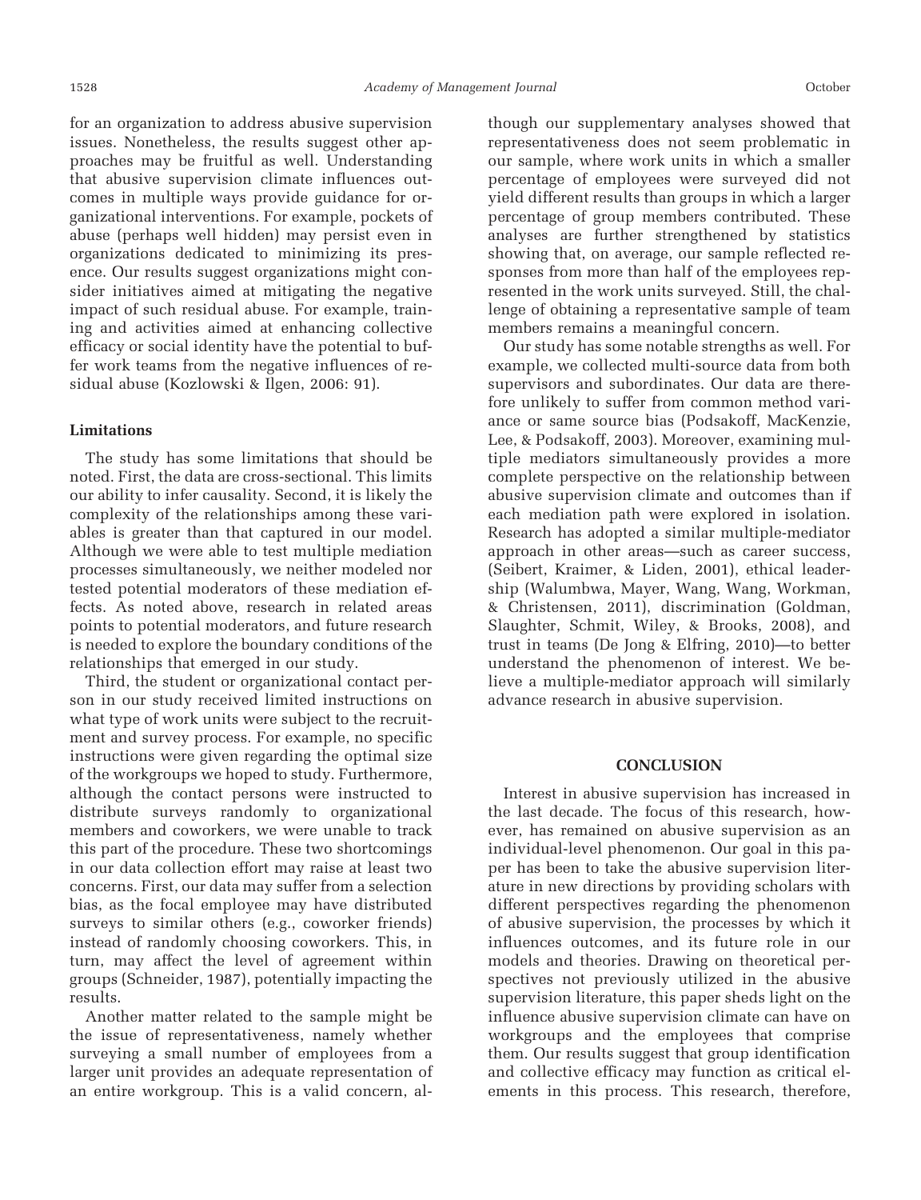for an organization to address abusive supervision issues. Nonetheless, the results suggest other approaches may be fruitful as well. Understanding that abusive supervision climate influences outcomes in multiple ways provide guidance for organizational interventions. For example, pockets of abuse (perhaps well hidden) may persist even in organizations dedicated to minimizing its presence. Our results suggest organizations might consider initiatives aimed at mitigating the negative impact of such residual abuse. For example, training and activities aimed at enhancing collective efficacy or social identity have the potential to buffer work teams from the negative influences of residual abuse (Kozlowski & Ilgen, 2006: 91).

### Limitations

The study has some limitations that should be noted. First, the data are cross-sectional. This limits our ability to infer causality. Second, it is likely the complexity of the relationships among these variables is greater than that captured in our model. Although we were able to test multiple mediation processes simultaneously, we neither modeled nor tested potential moderators of these mediation effects. As noted above, research in related areas points to potential moderators, and future research is needed to explore the boundary conditions of the relationships that emerged in our study.

Third, the student or organizational contact person in our study received limited instructions on what type of work units were subject to the recruitment and survey process. For example, no specific instructions were given regarding the optimal size of the workgroups we hoped to study. Furthermore, although the contact persons were instructed to distribute surveys randomly to organizational members and coworkers, we were unable to track this part of the procedure. These two shortcomings in our data collection effort may raise at least two concerns. First, our data may suffer from a selection bias, as the focal employee may have distributed surveys to similar others (e.g., coworker friends) instead of randomly choosing coworkers. This, in turn, may affect the level of agreement within groups (Schneider, 1987), potentially impacting the results.

Another matter related to the sample might be the issue of representativeness, namely whether surveying a small number of employees from a larger unit provides an adequate representation of an entire workgroup. This is a valid concern, although our supplementary analyses showed that representativeness does not seem problematic in our sample, where work units in which a smaller percentage of employees were surveyed did not yield different results than groups in which a larger percentage of group members contributed. These analyses are further strengthened by statistics showing that, on average, our sample reflected responses from more than half of the employees represented in the work units surveyed. Still, the challenge of obtaining a representative sample of team members remains a meaningful concern.

Our study has some notable strengths as well. For example, we collected multi-source data from both supervisors and subordinates. Our data are therefore unlikely to suffer from common method variance or same source bias (Podsakoff, MacKenzie, Lee, & Podsakoff, 2003). Moreover, examining multiple mediators simultaneously provides a more complete perspective on the relationship between abusive supervision climate and outcomes than if each mediation path were explored in isolation. Research has adopted a similar multiple-mediator approach in other areas—such as career success, (Seibert, Kraimer, & Liden, 2001), ethical leadership (Walumbwa, Mayer, Wang, Wang, Workman, & Christensen, 2011), discrimination (Goldman, Slaughter, Schmit, Wiley, & Brooks, 2008), and trust in teams (De Jong & Elfring, 2010)—to better understand the phenomenon of interest. We believe a multiple-mediator approach will similarly advance research in abusive supervision.

## CONCLUSION

Interest in abusive supervision has increased in the last decade. The focus of this research, however, has remained on abusive supervision as an individual-level phenomenon. Our goal in this paper has been to take the abusive supervision literature in new directions by providing scholars with different perspectives regarding the phenomenon of abusive supervision, the processes by which it influences outcomes, and its future role in our models and theories. Drawing on theoretical perspectives not previously utilized in the abusive supervision literature, this paper sheds light on the influence abusive supervision climate can have on workgroups and the employees that comprise them. Our results suggest that group identification and collective efficacy may function as critical elements in this process. This research, therefore,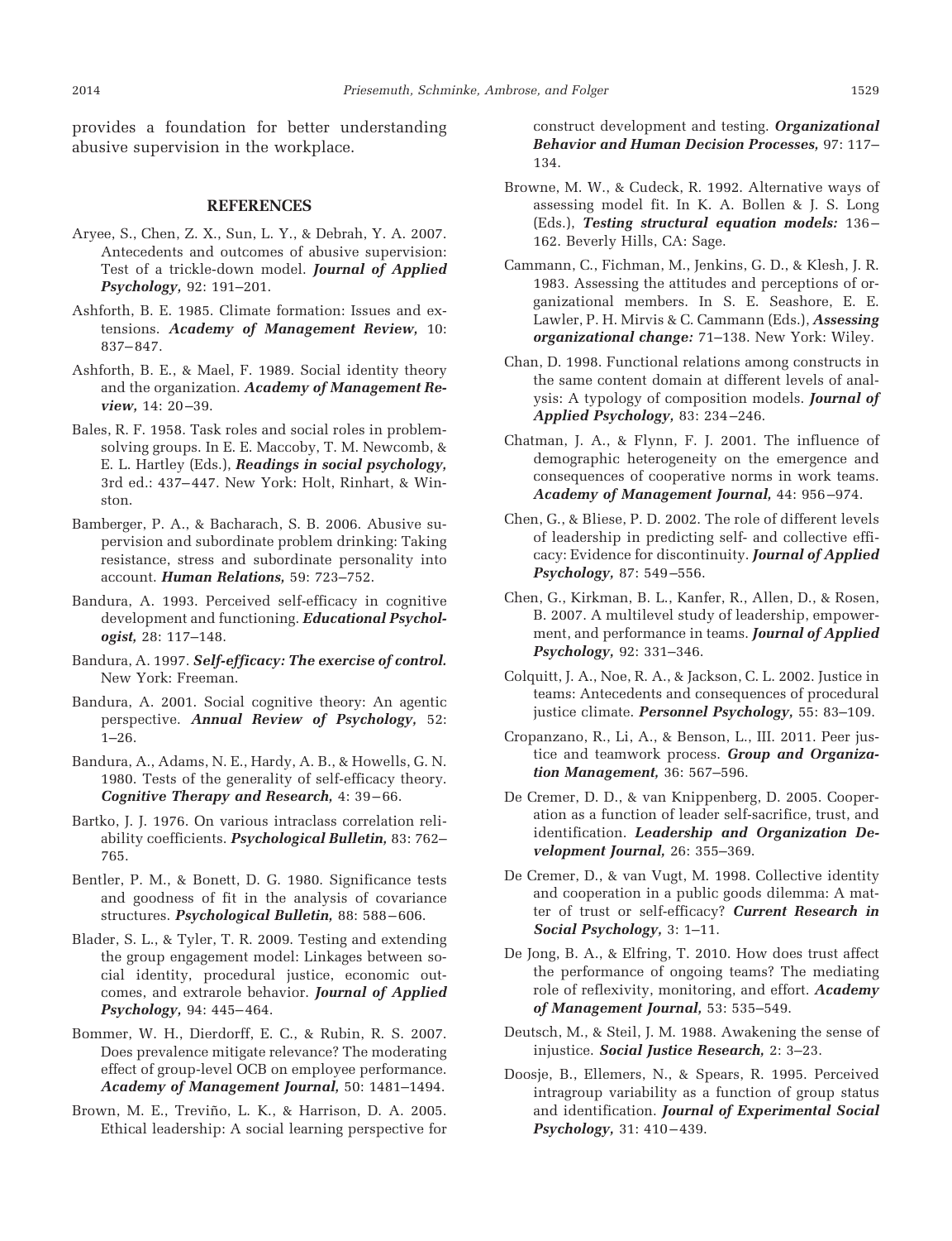provides a foundation for better understanding abusive supervision in the workplace.

## REFERENCES

Aryee, S., Chen, Z. X., Sun, L. Y., & Debrah, Y. A. 2007. Antecedents and outcomes of abusive supervision: Test of a trickle-down model. ***Journal of Applied Psychology,*** 92: 191–201.

Ashforth, B. E. 1985. Climate formation: Issues and extensions. ***Academy of Management Review,*** 10: 837–847.

Ashforth, B. E., & Mael, F. 1989. Social identity theory and the organization. ***Academy of Management Review,*** 14: 20–39.

Bales, R. F. 1958. Task roles and social roles in problem-solving groups. In E. E. Maccoby, T. M. Newcomb, & E. L. Hartley (Eds.), ***Readings in social psychology,*** 3rd ed.: 437–447. New York: Holt, Rinhart, & Winston.

Bamberger, P. A., & Bacharach, S. B. 2006. Abusive supervision and subordinate problem drinking: Taking resistance, stress and subordinate personality into account. ***Human Relations,*** 59: 723–752.

Bandura, A. 1993. Perceived self-efficacy in cognitive development and functioning. ***Educational Psychologist,*** 28: 117–148.

Bandura, A. 1997. ***Self-efficacy: The exercise of control.*** New York: Freeman.

Bandura, A. 2001. Social cognitive theory: An agentic perspective. ***Annual Review of Psychology,*** 52: 1–26.

Bandura, A., Adams, N. E., Hardy, A. B., & Howells, G. N. 1980. Tests of the generality of self-efficacy theory. ***Cognitive Therapy and Research,*** 4: 39–66.

Bartko, J. J. 1976. On various intraclass correlation reliability coefficients. ***Psychological Bulletin,*** 83: 762–765.

Bentler, P. M., & Bonett, D. G. 1980. Significance tests and goodness of fit in the analysis of covariance structures. ***Psychological Bulletin,*** 88: 588–606.

Blader, S. L., & Tyler, T. R. 2009. Testing and extending the group engagement model: Linkages between social identity, procedural justice, economic outcomes, and extrarole behavior. ***Journal of Applied Psychology,*** 94: 445–464.

Bommer, W. H., Dierdorff, E. C., & Rubin, R. S. 2007. Does prevalence mitigate relevance? The moderating effect of group-level OCB on employee performance. ***Academy of Management Journal,*** 50: 1481–1494.

Brown, M. E., Treviño, L. K., & Harrison, D. A. 2005. Ethical leadership: A social learning perspective for construct development and testing. ***Organizational Behavior and Human Decision Processes,*** 97: 117–134.

Browne, M. W., & Cudeck, R. 1992. Alternative ways of assessing model fit. In K. A. Bollen & J. S. Long (Eds.), ***Testing structural equation models:*** 136–162. Beverly Hills, CA: Sage.

Cammann, C., Fichman, M., Jenkins, G. D., & Klesh, J. R. 1983. Assessing the attitudes and perceptions of organizational members. In S. E. Seashore, E. E. Lawler, P. H. Mirvis & C. Cammann (Eds.), ***Assessing organizational change:*** 71–138. New York: Wiley.

Chan, D. 1998. Functional relations among constructs in the same content domain at different levels of analysis: A typology of composition models. ***Journal of Applied Psychology,*** 83: 234–246.

Chatman, J. A., & Flynn, F. J. 2001. The influence of demographic heterogeneity on the emergence and consequences of cooperative norms in work teams. ***Academy of Management Journal,*** 44: 956–974.

Chen, G., & Bliese, P. D. 2002. The role of different levels of leadership in predicting self- and collective efficacy: Evidence for discontinuity. ***Journal of Applied Psychology,*** 87: 549–556.

Chen, G., Kirkman, B. L., Kanfer, R., Allen, D., & Rosen, B. 2007. A multilevel study of leadership, empowerment, and performance in teams. ***Journal of Applied Psychology,*** 92: 331–346.

Colquitt, J. A., Noe, R. A., & Jackson, C. L. 2002. Justice in teams: Antecedents and consequences of procedural justice climate. ***Personnel Psychology,*** 55: 83–109.

Cropanzano, R., Li, A., & Benson, L., III. 2011. Peer justice and teamwork process. ***Group and Organization Management,*** 36: 567–596.

De Cremer, D. D., & van Knippenberg, D. 2005. Cooperation as a function of leader self-sacrifice, trust, and identification. ***Leadership and Organization Development Journal,*** 26: 355–369.

De Cremer, D., & van Vugt, M. 1998. Collective identity and cooperation in a public goods dilemma: A matter of trust or self-efficacy? ***Current Research in Social Psychology,*** 3: 1–11.

De Jong, B. A., & Elfring, T. 2010. How does trust affect the performance of ongoing teams? The mediating role of reflexivity, monitoring, and effort. ***Academy of Management Journal,*** 53: 535–549.

Deutsch, M., & Steil, J. M. 1988. Awakening the sense of injustice. ***Social Justice Research,*** 2: 3–23.

Doosje, B., Ellemers, N., & Spears, R. 1995. Perceived intragroup variability as a function of group status and identification. ***Journal of Experimental Social Psychology,*** 31: 410–439.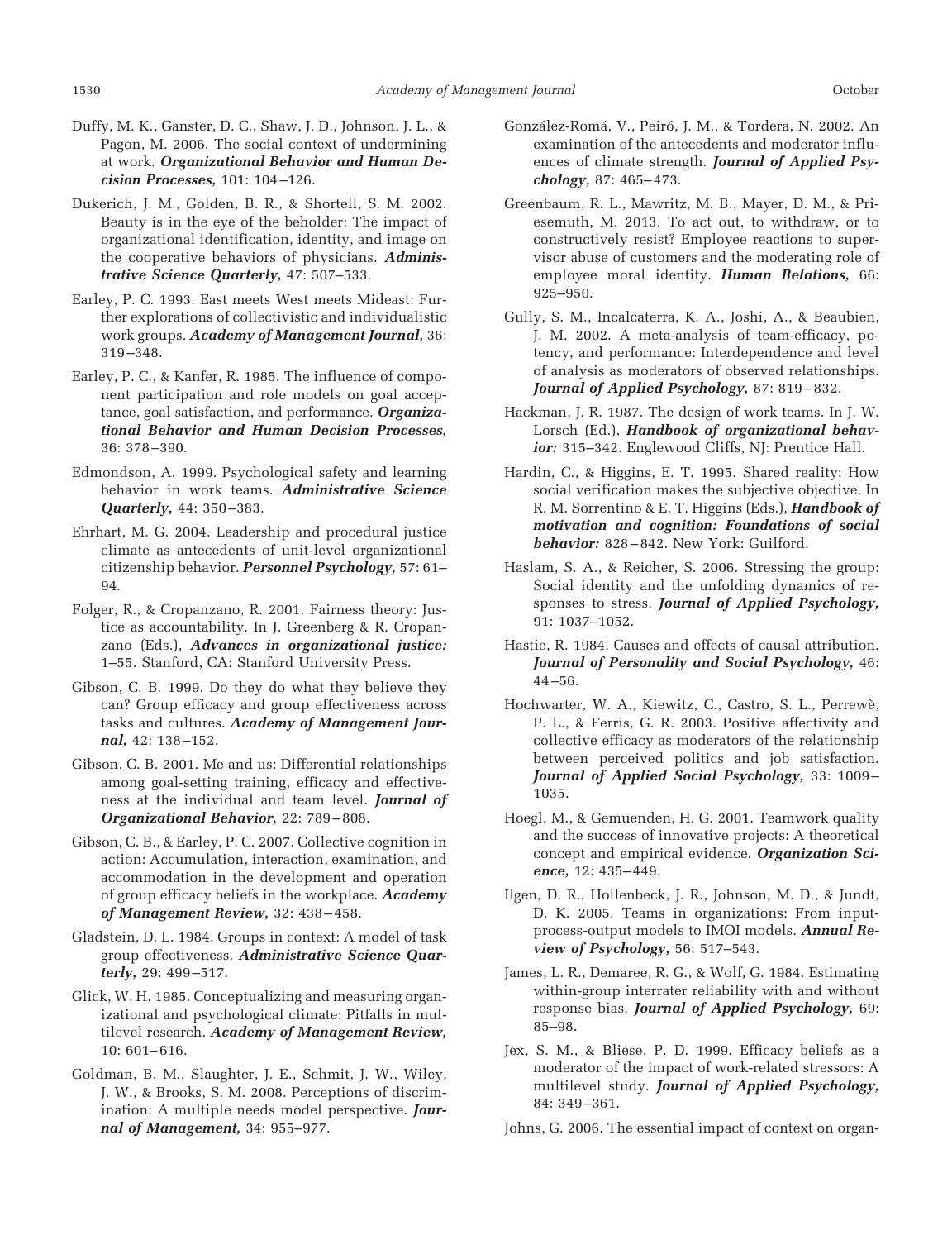Duffy, M. K., Ganster, D. C., Shaw, J. D., Johnson, J. L., & Pagon, M. 2006. The social context of undermining at work. ***Organizational Behavior and Human Decision Processes,*** 101: 104–126.

Dukerich, J. M., Golden, B. R., & Shortell, S. M. 2002. Beauty is in the eye of the beholder: The impact of organizational identification, identity, and image on the cooperative behaviors of physicians. ***Administrative Science Quarterly,*** 47: 507–533.

Earley, P. C. 1993. East meets West meets Mideast: Further explorations of collectivistic and individualistic work groups. ***Academy of Management Journal,*** 36: 319–348.

Earley, P. C., & Kanfer, R. 1985. The influence of component participation and role models on goal acceptance, goal satisfaction, and performance. ***Organizational Behavior and Human Decision Processes,*** 36: 378–390.

Edmondson, A. 1999. Psychological safety and learning behavior in work teams. ***Administrative Science Quarterly,*** 44: 350–383.

Ehrhart, M. G. 2004. Leadership and procedural justice climate as antecedents of unit-level organizational citizenship behavior. ***Personnel Psychology,*** 57: 61–94.

Folger, R., & Cropanzano, R. 2001. Fairness theory: Justice as accountability. In J. Greenberg & R. Cropanzano (Eds.), ***Advances in organizational justice:*** 1–55. Stanford, CA: Stanford University Press.

Gibson, C. B. 1999. Do they do what they believe they can? Group efficacy and group effectiveness across tasks and cultures. ***Academy of Management Journal,*** 42: 138–152.

Gibson, C. B. 2001. Me and us: Differential relationships among goal-setting training, efficacy and effectiveness at the individual and team level. ***Journal of Organizational Behavior,*** 22: 789–808.

Gibson, C. B., & Earley, P. C. 2007. Collective cognition in action: Accumulation, interaction, examination, and accommodation in the development and operation of group efficacy beliefs in the workplace. ***Academy of Management Review,*** 32: 438–458.

Gladstein, D. L. 1984. Groups in context: A model of task group effectiveness. ***Administrative Science Quarterly,*** 29: 499–517.

Glick, W. H. 1985. Conceptualizing and measuring organizational and psychological climate: Pitfalls in multilevel research. ***Academy of Management Review,*** 10: 601–616.

Goldman, B. M., Slaughter, J. E., Schmit, J. W., Wiley, J. W., & Brooks, S. M. 2008. Perceptions of discrimination: A multiple needs model perspective. ***Journal of Management,*** 34: 955–977.

González-Romá, V., Peiró, J. M., & Tordera, N. 2002. An examination of the antecedents and moderator influences of climate strength. ***Journal of Applied Psychology,*** 87: 465–473.

Greenbaum, R. L., Mawritz, M. B., Mayer, D. M., & Priesemuth, M. 2013. To act out, to withdraw, or to constructively resist? Employee reactions to supervisor abuse of customers and the moderating role of employee moral identity. ***Human Relations,*** 66: 925–950.

Gully, S. M., Incalcaterra, K. A., Joshi, A., & Beaubien, J. M. 2002. A meta-analysis of team-efficacy, potency, and performance: Interdependence and level of analysis as moderators of observed relationships. ***Journal of Applied Psychology,*** 87: 819–832.

Hackman, J. R. 1987. The design of work teams. In J. W. Lorsch (Ed.), ***Handbook of organizational behavior:*** 315–342. Englewood Cliffs, NJ: Prentice Hall.

Hardin, C., & Higgins, E. T. 1995. Shared reality: How social verification makes the subjective objective. In R. M. Sorrentino & E. T. Higgins (Eds.), ***Handbook of motivation and cognition: Foundations of social behavior:*** 828–842. New York: Guilford.

Haslam, S. A., & Reicher, S. 2006. Stressing the group: Social identity and the unfolding dynamics of responses to stress. ***Journal of Applied Psychology,*** 91: 1037–1052.

Hastie, R. 1984. Causes and effects of causal attribution. ***Journal of Personality and Social Psychology,*** 46: 44–56.

Hochwarter, W. A., Kiewitz, C., Castro, S. L., Perrewè, P. L., & Ferris, G. R. 2003. Positive affectivity and collective efficacy as moderators of the relationship between perceived politics and job satisfaction. ***Journal of Applied Social Psychology,*** 33: 1009–1035.

Hoegl, M., & Gemuenden, H. G. 2001. Teamwork quality and the success of innovative projects: A theoretical concept and empirical evidence. ***Organization Science,*** 12: 435–449.

Ilgen, D. R., Hollenbeck, J. R., Johnson, M. D., & Jundt, D. K. 2005. Teams in organizations: From input-process-output models to IMOI models. ***Annual Review of Psychology,*** 56: 517–543.

James, L. R., Demaree, R. G., & Wolf, G. 1984. Estimating within-group interrater reliability with and without response bias. ***Journal of Applied Psychology,*** 69: 85–98.

Jex, S. M., & Bliese, P. D. 1999. Efficacy beliefs as a moderator of the impact of work-related stressors: A multilevel study. ***Journal of Applied Psychology,*** 84: 349–361.

Johns, G. 2006. The essential impact of context on organ-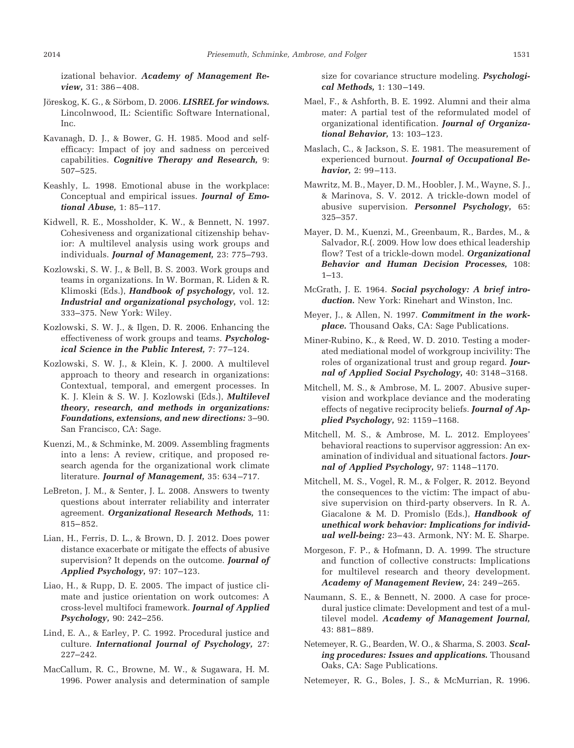izational behavior. ***Academy of Management Review,*** 31: 386–408.

Jöreskog, K. G., & Sörbom, D. 2006. ***LISREL for windows.*** Lincolnwood, IL: Scientific Software International, Inc.

Kavanagh, D. J., & Bower, G. H. 1985. Mood and self-efficacy: Impact of joy and sadness on perceived capabilities. ***Cognitive Therapy and Research,*** 9: 507–525.

Keashly, L. 1998. Emotional abuse in the workplace: Conceptual and empirical issues. ***Journal of Emotional Abuse,*** 1: 85–117.

Kidwell, R. E., Mossholder, K. W., & Bennett, N. 1997. Cohesiveness and organizational citizenship behavior: A multilevel analysis using work groups and individuals. ***Journal of Management,*** 23: 775–793.

Kozlowski, S. W. J., & Bell, B. S. 2003. Work groups and teams in organizations. In W. Borman, R. Liden & R. Klimoski (Eds.), ***Handbook of psychology,*** vol. 12. ***Industrial and organizational psychology,*** vol. 12: 333–375. New York: Wiley.

Kozlowski, S. W. J., & Ilgen, D. R. 2006. Enhancing the effectiveness of work groups and teams. ***Psychological Science in the Public Interest,*** 7: 77–124.

Kozlowski, S. W. J., & Klein, K. J. 2000. A multilevel approach to theory and research in organizations: Contextual, temporal, and emergent processes. In K. J. Klein & S. W. J. Kozlowski (Eds.), ***Multilevel theory, research, and methods in organizations: Foundations, extensions, and new directions:*** 3–90. San Francisco, CA: Sage.

Kuenzi, M., & Schminke, M. 2009. Assembling fragments into a lens: A review, critique, and proposed research agenda for the organizational work climate literature. ***Journal of Management,*** 35: 634–717.

LeBreton, J. M., & Senter, J. L. 2008. Answers to twenty questions about interrater reliability and interrater agreement. ***Organizational Research Methods,*** 11: 815–852.

Lian, H., Ferris, D. L., & Brown, D. J. 2012. Does power distance exacerbate or mitigate the effects of abusive supervision? It depends on the outcome. ***Journal of Applied Psychology,*** 97: 107–123.

Liao, H., & Rupp, D. E. 2005. The impact of justice climate and justice orientation on work outcomes: A cross-level multifoci framework. ***Journal of Applied Psychology,*** 90: 242–256.

Lind, E. A., & Earley, P. C. 1992. Procedural justice and culture. ***International Journal of Psychology,*** 27: 227–242.

MacCallum, R. C., Browne, M. W., & Sugawara, H. M. 1996. Power analysis and determination of sample size for covariance structure modeling. ***Psychological Methods,*** 1: 130–149.

Mael, F., & Ashforth, B. E. 1992. Alumni and their alma mater: A partial test of the reformulated model of organizational identification. ***Journal of Organizational Behavior,*** 13: 103–123.

Maslach, C., & Jackson, S. E. 1981. The measurement of experienced burnout. ***Journal of Occupational Behavior,*** 2: 99–113.

Mawritz, M. B., Mayer, D. M., Hoobler, J. M., Wayne, S. J., & Marinova, S. V. 2012. A trickle-down model of abusive supervision. ***Personnel Psychology,*** 65: 325–357.

Mayer, D. M., Kuenzi, M., Greenbaum, R., Bardes, M., & Salvador, R.(. 2009. How low does ethical leadership flow? Test of a trickle-down model. ***Organizational Behavior and Human Decision Processes,*** 108: 1–13.

McGrath, J. E. 1964. ***Social psychology: A brief introduction.*** New York: Rinehart and Winston, Inc.

Meyer, J., & Allen, N. 1997. ***Commitment in the workplace.*** Thousand Oaks, CA: Sage Publications.

Miner-Rubino, K., & Reed, W. D. 2010. Testing a moderated mediational model of workgroup incivility: The roles of organizational trust and group regard. ***Journal of Applied Social Psychology,*** 40: 3148–3168.

Mitchell, M. S., & Ambrose, M. L. 2007. Abusive supervision and workplace deviance and the moderating effects of negative reciprocity beliefs. ***Journal of Applied Psychology,*** 92: 1159–1168.

Mitchell, M. S., & Ambrose, M. L. 2012. Employees' behavioral reactions to supervisor aggression: An examination of individual and situational factors. ***Journal of Applied Psychology,*** 97: 1148–1170.

Mitchell, M. S., Vogel, R. M., & Folger, R. 2012. Beyond the consequences to the victim: The impact of abusive supervision on third-party observers. In R. A. Giacalone & M. D. Promislo (Eds.), ***Handbook of unethical work behavior: Implications for individual well-being:*** 23–43. Armonk, NY: M. E. Sharpe.

Morgeson, F. P., & Hofmann, D. A. 1999. The structure and function of collective constructs: Implications for multilevel research and theory development. ***Academy of Management Review,*** 24: 249–265.

Naumann, S. E., & Bennett, N. 2000. A case for procedural justice climate: Development and test of a multilevel model. ***Academy of Management Journal,*** 43: 881–889.

Netemeyer, R. G., Bearden, W. O., & Sharma, S. 2003. ***Scaling procedures: Issues and applications.*** Thousand Oaks, CA: Sage Publications.

Netemeyer, R. G., Boles, J. S., & McMurrian, R. 1996.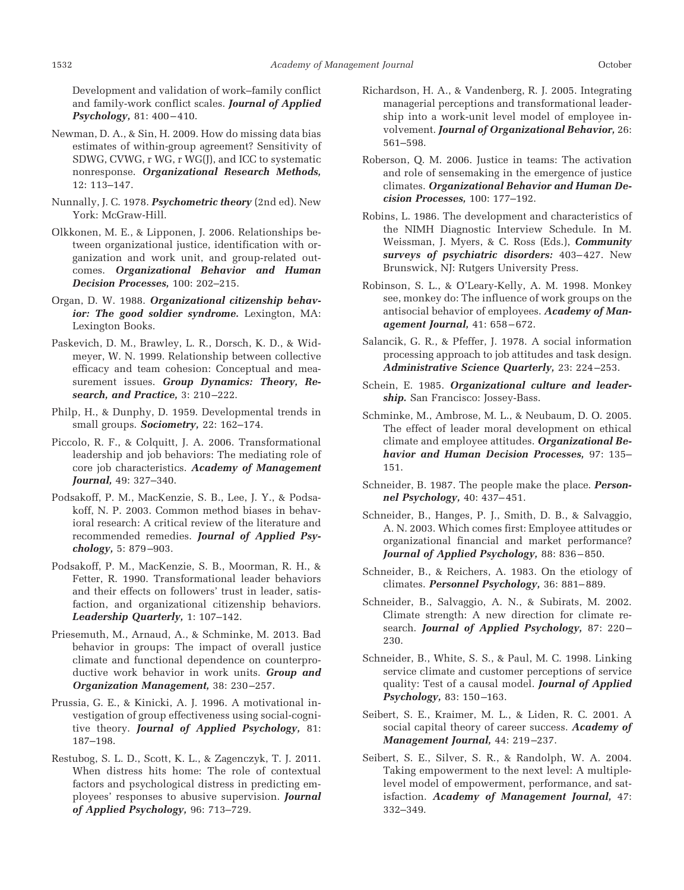Development and validation of work–family conflict and family-work conflict scales. ***Journal of Applied Psychology,*** 81: 400–410.

Newman, D. A., & Sin, H. 2009. How do missing data bias estimates of within-group agreement? Sensitivity of SDWG, CVWG, r WG, r WG(J), and ICC to systematic nonresponse. ***Organizational Research Methods,*** 12: 113–147.

Nunnally, J. C. 1978. ***Psychometric theory*** (2nd ed). New York: McGraw-Hill.

Olkkonen, M. E., & Lipponen, J. 2006. Relationships between organizational justice, identification with organization and work unit, and group-related outcomes. ***Organizational Behavior and Human Decision Processes,*** 100: 202–215.

Organ, D. W. 1988. ***Organizational citizenship behavior: The good soldier syndrome.*** Lexington, MA: Lexington Books.

Paskevich, D. M., Brawley, L. R., Dorsch, K. D., & Widmeyer, W. N. 1999. Relationship between collective efficacy and team cohesion: Conceptual and measurement issues. ***Group Dynamics: Theory, Research, and Practice,*** 3: 210–222.

Philp, H., & Dunphy, D. 1959. Developmental trends in small groups. ***Sociometry,*** 22: 162–174.

Piccolo, R. F., & Colquitt, J. A. 2006. Transformational leadership and job behaviors: The mediating role of core job characteristics. ***Academy of Management Journal,*** 49: 327–340.

Podsakoff, P. M., MacKenzie, S. B., Lee, J. Y., & Podsakoff, N. P. 2003. Common method biases in behavioral research: A critical review of the literature and recommended remedies. ***Journal of Applied Psychology,*** 5: 879–903.

Podsakoff, P. M., MacKenzie, S. B., Moorman, R. H., & Fetter, R. 1990. Transformational leader behaviors and their effects on followers' trust in leader, satisfaction, and organizational citizenship behaviors. ***Leadership Quarterly,*** 1: 107–142.

Priesemuth, M., Arnaud, A., & Schminke, M. 2013. Bad behavior in groups: The impact of overall justice climate and functional dependence on counterproductive work behavior in work units. ***Group and Organization Management,*** 38: 230–257.

Prussia, G. E., & Kinicki, A. J. 1996. A motivational investigation of group effectiveness using social-cognitive theory. ***Journal of Applied Psychology,*** 81: 187–198.

Restubog, S. L. D., Scott, K. L., & Zagenczyk, T. J. 2011. When distress hits home: The role of contextual factors and psychological distress in predicting employees' responses to abusive supervision. ***Journal of Applied Psychology,*** 96: 713–729.

Richardson, H. A., & Vandenberg, R. J. 2005. Integrating managerial perceptions and transformational leadership into a work-unit level model of employee involvement. ***Journal of Organizational Behavior,*** 26: 561–598.

Roberson, Q. M. 2006. Justice in teams: The activation and role of sensemaking in the emergence of justice climates. ***Organizational Behavior and Human Decision Processes,*** 100: 177–192.

Robins, L. 1986. The development and characteristics of the NIMH Diagnostic Interview Schedule. In M. Weissman, J. Myers, & C. Ross (Eds.), ***Community surveys of psychiatric disorders:*** 403–427. New Brunswick, NJ: Rutgers University Press.

Robinson, S. L., & O'Leary-Kelly, A. M. 1998. Monkey see, monkey do: The influence of work groups on the antisocial behavior of employees. ***Academy of Management Journal,*** 41: 658–672.

Salancik, G. R., & Pfeffer, J. 1978. A social information processing approach to job attitudes and task design. ***Administrative Science Quarterly,*** 23: 224–253.

Schein, E. 1985. ***Organizational culture and leadership.*** San Francisco: Jossey-Bass.

Schminke, M., Ambrose, M. L., & Neubaum, D. O. 2005. The effect of leader moral development on ethical climate and employee attitudes. ***Organizational Behavior and Human Decision Processes,*** 97: 135–151.

Schneider, B. 1987. The people make the place. ***Personnel Psychology,*** 40: 437–451.

Schneider, B., Hanges, P. J., Smith, D. B., & Salvaggio, A. N. 2003. Which comes first: Employee attitudes or organizational financial and market performance? ***Journal of Applied Psychology,*** 88: 836–850.

Schneider, B., & Reichers, A. 1983. On the etiology of climates. ***Personnel Psychology,*** 36: 881–889.

Schneider, B., Salvaggio, A. N., & Subirats, M. 2002. Climate strength: A new direction for climate research. ***Journal of Applied Psychology,*** 87: 220–230.

Schneider, B., White, S. S., & Paul, M. C. 1998. Linking service climate and customer perceptions of service quality: Test of a causal model. ***Journal of Applied Psychology,*** 83: 150–163.

Seibert, S. E., Kraimer, M. L., & Liden, R. C. 2001. A social capital theory of career success. ***Academy of Management Journal,*** 44: 219–237.

Seibert, S. E., Silver, S. R., & Randolph, W. A. 2004. Taking empowerment to the next level: A multiple-level model of empowerment, performance, and satisfaction. ***Academy of Management Journal,*** 47: 332–349.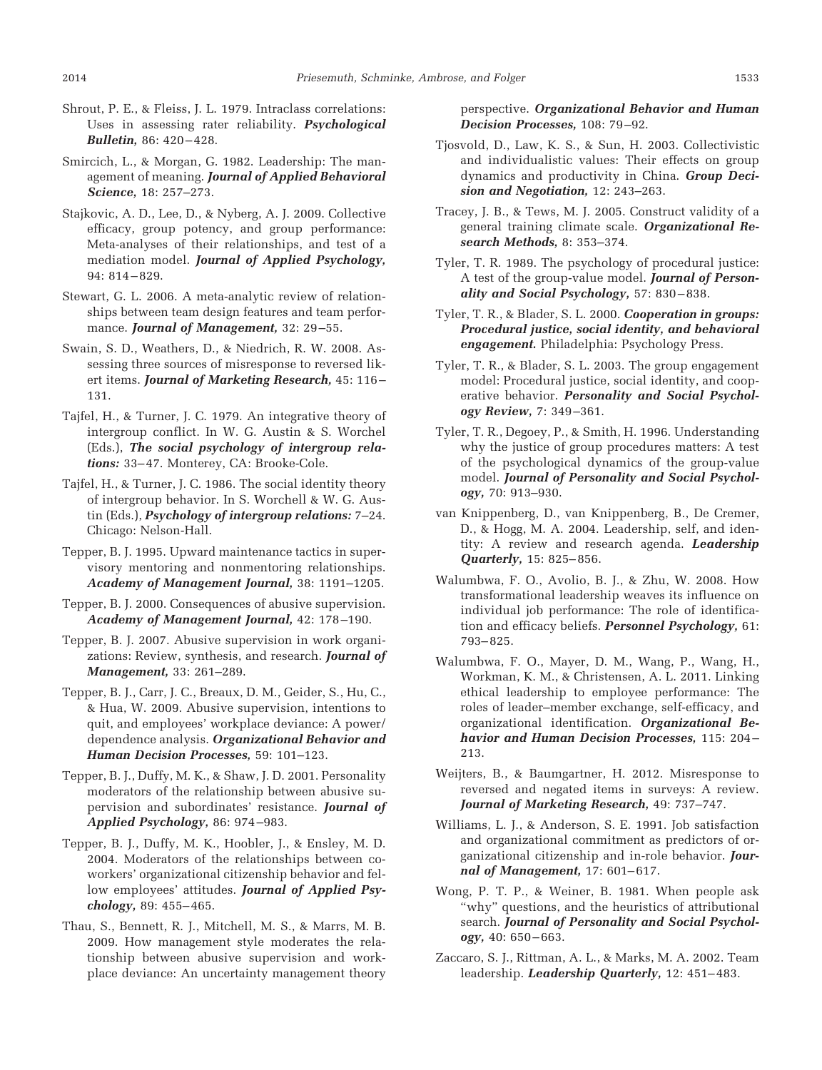Shrout, P. E., & Fleiss, J. L. 1979. Intraclass correlations: Uses in assessing rater reliability. ***Psychological Bulletin,*** 86: 420–428.

Smircich, L., & Morgan, G. 1982. Leadership: The management of meaning. ***Journal of Applied Behavioral Science,*** 18: 257–273.

Stajkovic, A. D., Lee, D., & Nyberg, A. J. 2009. Collective efficacy, group potency, and group performance: Meta-analyses of their relationships, and test of a mediation model. ***Journal of Applied Psychology,*** 94: 814–829.

Stewart, G. L. 2006. A meta-analytic review of relationships between team design features and team performance. ***Journal of Management,*** 32: 29–55.

Swain, S. D., Weathers, D., & Niedrich, R. W. 2008. Assessing three sources of misresponse to reversed likert items. ***Journal of Marketing Research,*** 45: 116–131.

Tajfel, H., & Turner, J. C. 1979. An integrative theory of intergroup conflict. In W. G. Austin & S. Worchel (Eds.), ***The social psychology of intergroup relations:*** 33–47. Monterey, CA: Brooke-Cole.

Tajfel, H., & Turner, J. C. 1986. The social identity theory of intergroup behavior. In S. Worchell & W. G. Austin (Eds.), ***Psychology of intergroup relations:*** 7–24. Chicago: Nelson-Hall.

Tepper, B. J. 1995. Upward maintenance tactics in supervisory mentoring and nonmentoring relationships. ***Academy of Management Journal,*** 38: 1191–1205.

Tepper, B. J. 2000. Consequences of abusive supervision. ***Academy of Management Journal,*** 42: 178–190.

Tepper, B. J. 2007. Abusive supervision in work organizations: Review, synthesis, and research. ***Journal of Management,*** 33: 261–289.

Tepper, B. J., Carr, J. C., Breaux, D. M., Geider, S., Hu, C., & Hua, W. 2009. Abusive supervision, intentions to quit, and employees' workplace deviance: A power/dependence analysis. ***Organizational Behavior and Human Decision Processes,*** 59: 101–123.

Tepper, B. J., Duffy, M. K., & Shaw, J. D. 2001. Personality moderators of the relationship between abusive supervision and subordinates' resistance. ***Journal of Applied Psychology,*** 86: 974–983.

Tepper, B. J., Duffy, M. K., Hoobler, J., & Ensley, M. D. 2004. Moderators of the relationships between coworkers' organizational citizenship behavior and fellow employees' attitudes. ***Journal of Applied Psychology,*** 89: 455–465.

Thau, S., Bennett, R. J., Mitchell, M. S., & Marrs, M. B. 2009. How management style moderates the relationship between abusive supervision and workplace deviance: An uncertainty management theory perspective. ***Organizational Behavior and Human Decision Processes,*** 108: 79–92.

Tjosvold, D., Law, K. S., & Sun, H. 2003. Collectivistic and individualistic values: Their effects on group dynamics and productivity in China. ***Group Decision and Negotiation,*** 12: 243–263.

Tracey, J. B., & Tews, M. J. 2005. Construct validity of a general training climate scale. ***Organizational Research Methods,*** 8: 353–374.

Tyler, T. R. 1989. The psychology of procedural justice: A test of the group-value model. ***Journal of Personality and Social Psychology,*** 57: 830–838.

Tyler, T. R., & Blader, S. L. 2000. ***Cooperation in groups: Procedural justice, social identity, and behavioral engagement.*** Philadelphia: Psychology Press.

Tyler, T. R., & Blader, S. L. 2003. The group engagement model: Procedural justice, social identity, and cooperative behavior. ***Personality and Social Psychology Review,*** 7: 349–361.

Tyler, T. R., Degoey, P., & Smith, H. 1996. Understanding why the justice of group procedures matters: A test of the psychological dynamics of the group-value model. ***Journal of Personality and Social Psychology,*** 70: 913–930.

van Knippenberg, D., van Knippenberg, B., De Cremer, D., & Hogg, M. A. 2004. Leadership, self, and identity: A review and research agenda. ***Leadership Quarterly,*** 15: 825–856.

Walumbwa, F. O., Avolio, B. J., & Zhu, W. 2008. How transformational leadership weaves its influence on individual job performance: The role of identification and efficacy beliefs. ***Personnel Psychology,*** 61: 793–825.

Walumbwa, F. O., Mayer, D. M., Wang, P., Wang, H., Workman, K. M., & Christensen, A. L. 2011. Linking ethical leadership to employee performance: The roles of leader–member exchange, self-efficacy, and organizational identification. ***Organizational Behavior and Human Decision Processes,*** 115: 204–213.

Weijters, B., & Baumgartner, H. 2012. Misresponse to reversed and negated items in surveys: A review. ***Journal of Marketing Research,*** 49: 737–747.

Williams, L. J., & Anderson, S. E. 1991. Job satisfaction and organizational commitment as predictors of organizational citizenship and in-role behavior. ***Journal of Management,*** 17: 601–617.

Wong, P. T. P., & Weiner, B. 1981. When people ask "why" questions, and the heuristics of attributional search. ***Journal of Personality and Social Psychology,*** 40: 650–663.

Zaccaro, S. J., Rittman, A. L., & Marks, M. A. 2002. Team leadership. ***Leadership Quarterly,*** 12: 451–483.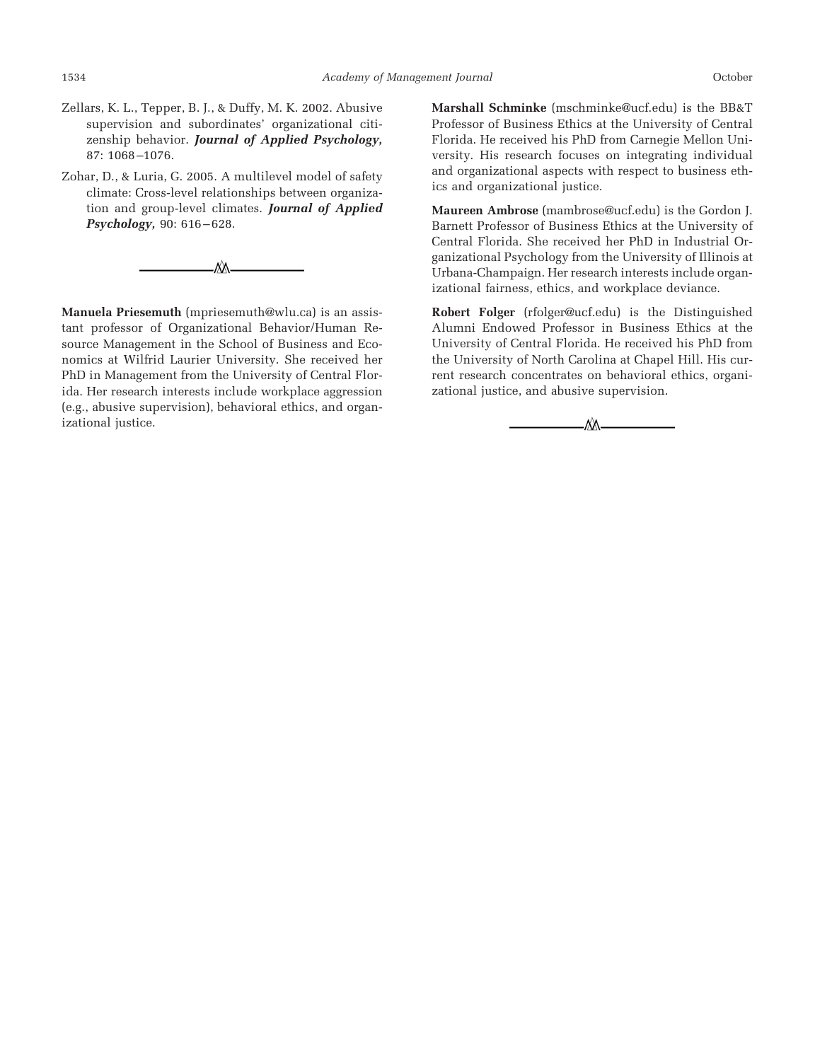Zellars, K. L., Tepper, B. J., & Duffy, M. K. 2002. Abusive supervision and subordinates' organizational citizenship behavior. ***Journal of Applied Psychology,*** 87: 1068–1076.

Zohar, D., & Luria, G. 2005. A multilevel model of safety climate: Cross-level relationships between organization and group-level climates. ***Journal of Applied Psychology,*** 90: 616–628.

---

**Manuela Priesemuth** (mpriesemuth@wlu.ca) is an assistant professor of Organizational Behavior/Human Resource Management in the School of Business and Economics at Wilfrid Laurier University. She received her PhD in Management from the University of Central Florida. Her research interests include workplace aggression (e.g., abusive supervision), behavioral ethics, and organizational justice.

**Marshall Schminke** (mschminke@ucf.edu) is the BB&T Professor of Business Ethics at the University of Central Florida. He received his PhD from Carnegie Mellon University. His research focuses on integrating individual and organizational aspects with respect to business ethics and organizational justice.

**Maureen Ambrose** (mambrose@ucf.edu) is the Gordon J. Barnett Professor of Business Ethics at the University of Central Florida. She received her PhD in Industrial Organizational Psychology from the University of Illinois at Urbana-Champaign. Her research interests include organizational fairness, ethics, and workplace deviance.

**Robert Folger** (rfolger@ucf.edu) is the Distinguished Alumni Endowed Professor in Business Ethics at the University of Central Florida. He received his PhD from the University of North Carolina at Chapel Hill. His current research concentrates on behavioral ethics, organizational justice, and abusive supervision.

---